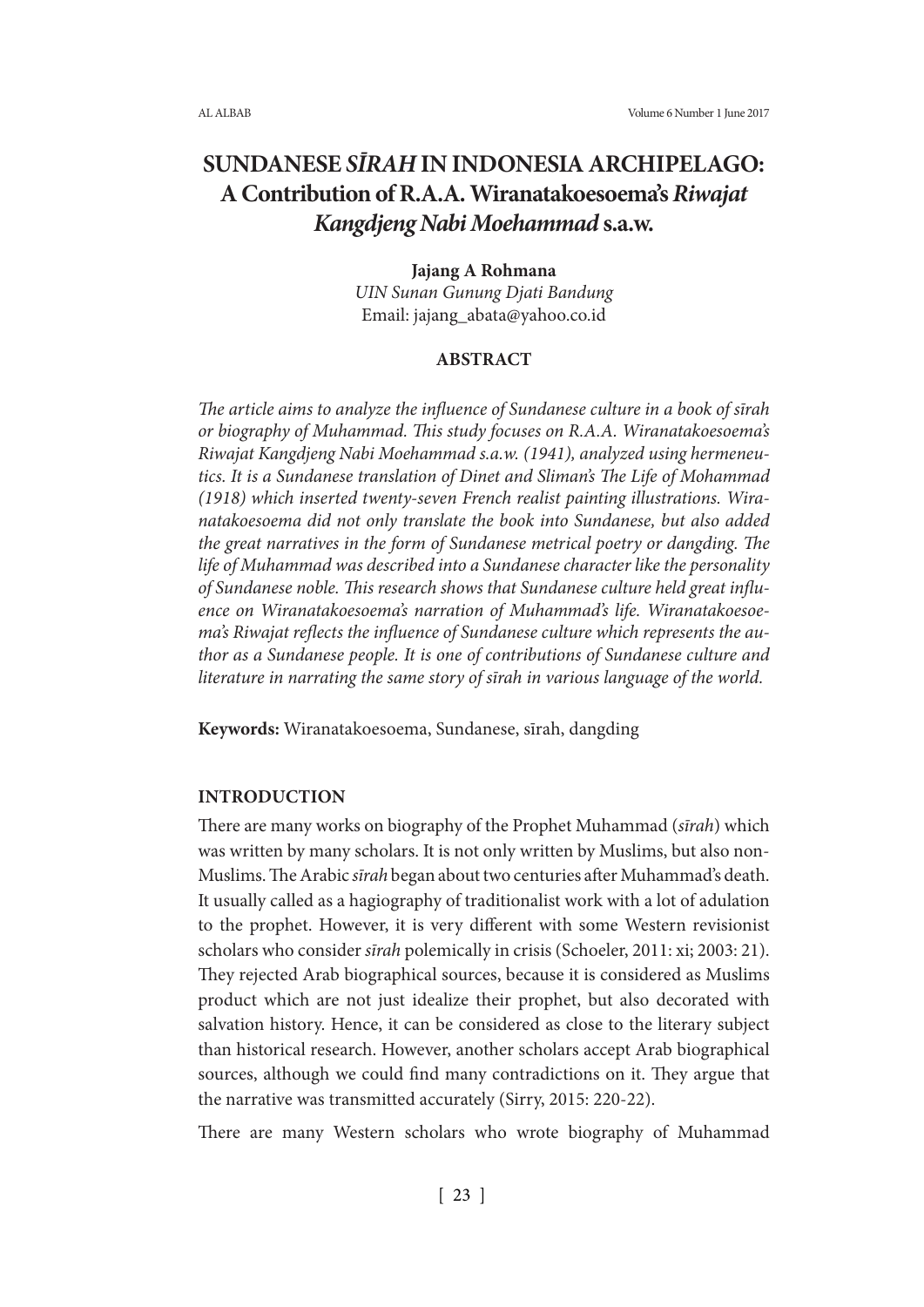# SUNDANESE *SĪRAH* IN INDONESIA ARCHIPELAGO: A Contribution of R.A.A. Wiranatakoesoema's *Riwajat Kangdjeng Nabi Moehammad* s.a.w.

**Jajang A Rohmana**
*UIN Sunan Gunung Djati Bandung*
Email: jajang_abata@yahoo.co.id

## ABSTRACT

*The article aims to analyze the influence of Sundanese culture in a book of sīrah or biography of Muhammad. This study focuses on R.A.A. Wiranatakoesoema's Riwajat Kangdjeng Nabi Moehammad s.a.w. (1941), analyzed using hermeneutics. It is a Sundanese translation of Dinet and Sliman's The Life of Mohammad (1918) which inserted twenty-seven French realist painting illustrations. Wiranatakoesoema did not only translate the book into Sundanese, but also added the great narratives in the form of Sundanese metrical poetry or dangding. The life of Muhammad was described into a Sundanese character like the personality of Sundanese noble. This research shows that Sundanese culture held great influence on Wiranatakoesoema's narration of Muhammad's life. Wiranatakoesoema's Riwajat reflects the influence of Sundanese culture which represents the author as a Sundanese people. It is one of contributions of Sundanese culture and literature in narrating the same story of sīrah in various language of the world.*

**Keywords:** Wiranatakoesoema, Sundanese, sīrah, dangding

## INTRODUCTION

There are many works on biography of the Prophet Muhammad (*sīrah*) which was written by many scholars. It is not only written by Muslims, but also non-Muslims. The Arabic *sīrah* began about two centuries after Muhammad's death. It usually called as a hagiography of traditionalist work with a lot of adulation to the prophet. However, it is very different with some Western revisionist scholars who consider *sīrah* polemically in crisis (Schoeler, 2011: xi; 2003: 21). They rejected Arab biographical sources, because it is considered as Muslims product which are not just idealize their prophet, but also decorated with salvation history. Hence, it can be considered as close to the literary subject than historical research. However, another scholars accept Arab biographical sources, although we could find many contradictions on it. They argue that the narrative was transmitted accurately (Sirry, 2015: 220-22).

There are many Western scholars who wrote biography of Muhammad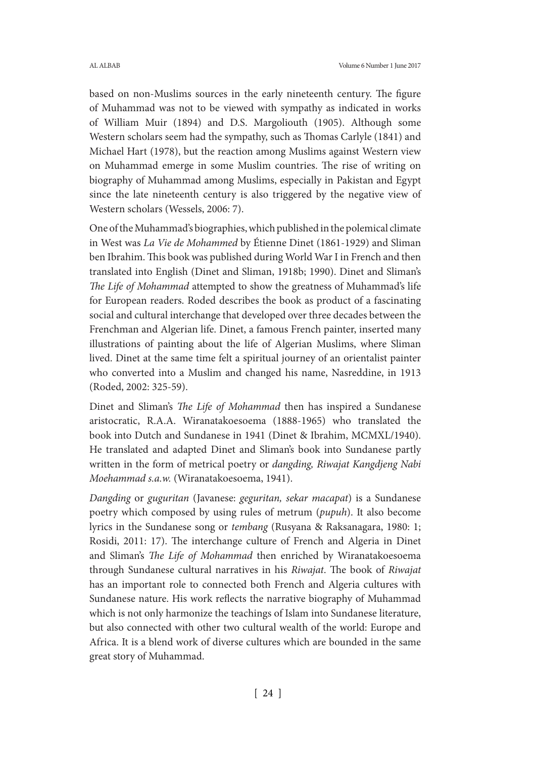based on non-Muslims sources in the early nineteenth century. The figure of Muhammad was not to be viewed with sympathy as indicated in works of William Muir (1894) and D.S. Margoliouth (1905). Although some Western scholars seem had the sympathy, such as Thomas Carlyle (1841) and Michael Hart (1978), but the reaction among Muslims against Western view on Muhammad emerge in some Muslim countries. The rise of writing on biography of Muhammad among Muslims, especially in Pakistan and Egypt since the late nineteenth century is also triggered by the negative view of Western scholars (Wessels, 2006: 7).

One of the Muhammad's biographies, which published in the polemical climate in West was *La Vie de Mohammed* by Étienne Dinet (1861-1929) and Sliman ben Ibrahim. This book was published during World War I in French and then translated into English (Dinet and Sliman, 1918b; 1990). Dinet and Sliman's *The Life of Mohammad* attempted to show the greatness of Muhammad's life for European readers. Roded describes the book as product of a fascinating social and cultural interchange that developed over three decades between the Frenchman and Algerian life. Dinet, a famous French painter, inserted many illustrations of painting about the life of Algerian Muslims, where Sliman lived. Dinet at the same time felt a spiritual journey of an orientalist painter who converted into a Muslim and changed his name, Nasreddine, in 1913 (Roded, 2002: 325-59).

Dinet and Sliman's *The Life of Mohammad* then has inspired a Sundanese aristocratic, R.A.A. Wiranatakoesoema (1888-1965) who translated the book into Dutch and Sundanese in 1941 (Dinet & Ibrahim, MCMXL/1940). He translated and adapted Dinet and Sliman's book into Sundanese partly written in the form of metrical poetry or *dangding, Riwajat Kangdjeng Nabi Moehammad s.a.w.* (Wiranatakoesoema, 1941).

*Dangding* or *guguritan* (Javanese: *geguritan, sekar macapat*) is a Sundanese poetry which composed by using rules of metrum (*pupuh*). It also become lyrics in the Sundanese song or *tembang* (Rusyana & Raksanagara, 1980: 1; Rosidi, 2011: 17). The interchange culture of French and Algeria in Dinet and Sliman's *The Life of Mohammad* then enriched by Wiranatakoesoema through Sundanese cultural narratives in his *Riwajat*. The book of *Riwajat* has an important role to connected both French and Algeria cultures with Sundanese nature. His work reflects the narrative biography of Muhammad which is not only harmonize the teachings of Islam into Sundanese literature, but also connected with other two cultural wealth of the world: Europe and Africa. It is a blend work of diverse cultures which are bounded in the same great story of Muhammad.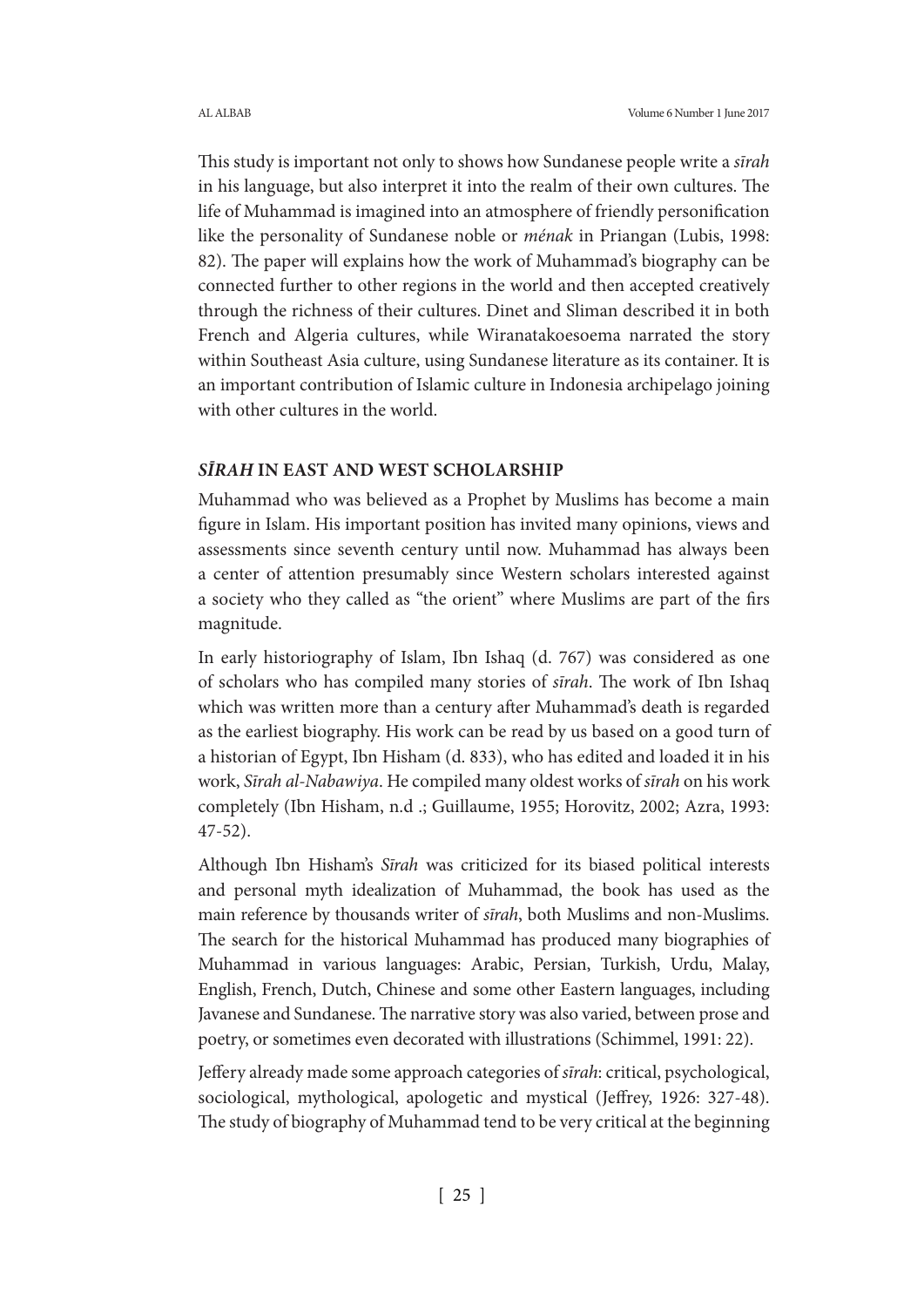This study is important not only to shows how Sundanese people write a *sīrah* in his language, but also interpret it into the realm of their own cultures. The life of Muhammad is imagined into an atmosphere of friendly personification like the personality of Sundanese noble or *ménak* in Priangan (Lubis, 1998: 82). The paper will explains how the work of Muhammad's biography can be connected further to other regions in the world and then accepted creatively through the richness of their cultures. Dinet and Sliman described it in both French and Algeria cultures, while Wiranatakoesoema narrated the story within Southeast Asia culture, using Sundanese literature as its container. It is an important contribution of Islamic culture in Indonesia archipelago joining with other cultures in the world.

## *SĪRAH* IN EAST AND WEST SCHOLARSHIP

Muhammad who was believed as a Prophet by Muslims has become a main figure in Islam. His important position has invited many opinions, views and assessments since seventh century until now. Muhammad has always been a center of attention presumably since Western scholars interested against a society who they called as "the orient" where Muslims are part of the firs magnitude.

In early historiography of Islam, Ibn Ishaq (d. 767) was considered as one of scholars who has compiled many stories of *sīrah*. The work of Ibn Ishaq which was written more than a century after Muhammad's death is regarded as the earliest biography. His work can be read by us based on a good turn of a historian of Egypt, Ibn Hisham (d. 833), who has edited and loaded it in his work, *Sīrah al-Nabawiya*. He compiled many oldest works of *sīrah* on his work completely (Ibn Hisham, n.d .; Guillaume, 1955; Horovitz, 2002; Azra, 1993: 47-52).

Although Ibn Hisham's *Sīrah* was criticized for its biased political interests and personal myth idealization of Muhammad, the book has used as the main reference by thousands writer of *sīrah*, both Muslims and non-Muslims. The search for the historical Muhammad has produced many biographies of Muhammad in various languages: Arabic, Persian, Turkish, Urdu, Malay, English, French, Dutch, Chinese and some other Eastern languages, including Javanese and Sundanese. The narrative story was also varied, between prose and poetry, or sometimes even decorated with illustrations (Schimmel, 1991: 22).

Jeffery already made some approach categories of *sīrah*: critical, psychological, sociological, mythological, apologetic and mystical (Jeffrey, 1926: 327-48). The study of biography of Muhammad tend to be very critical at the beginning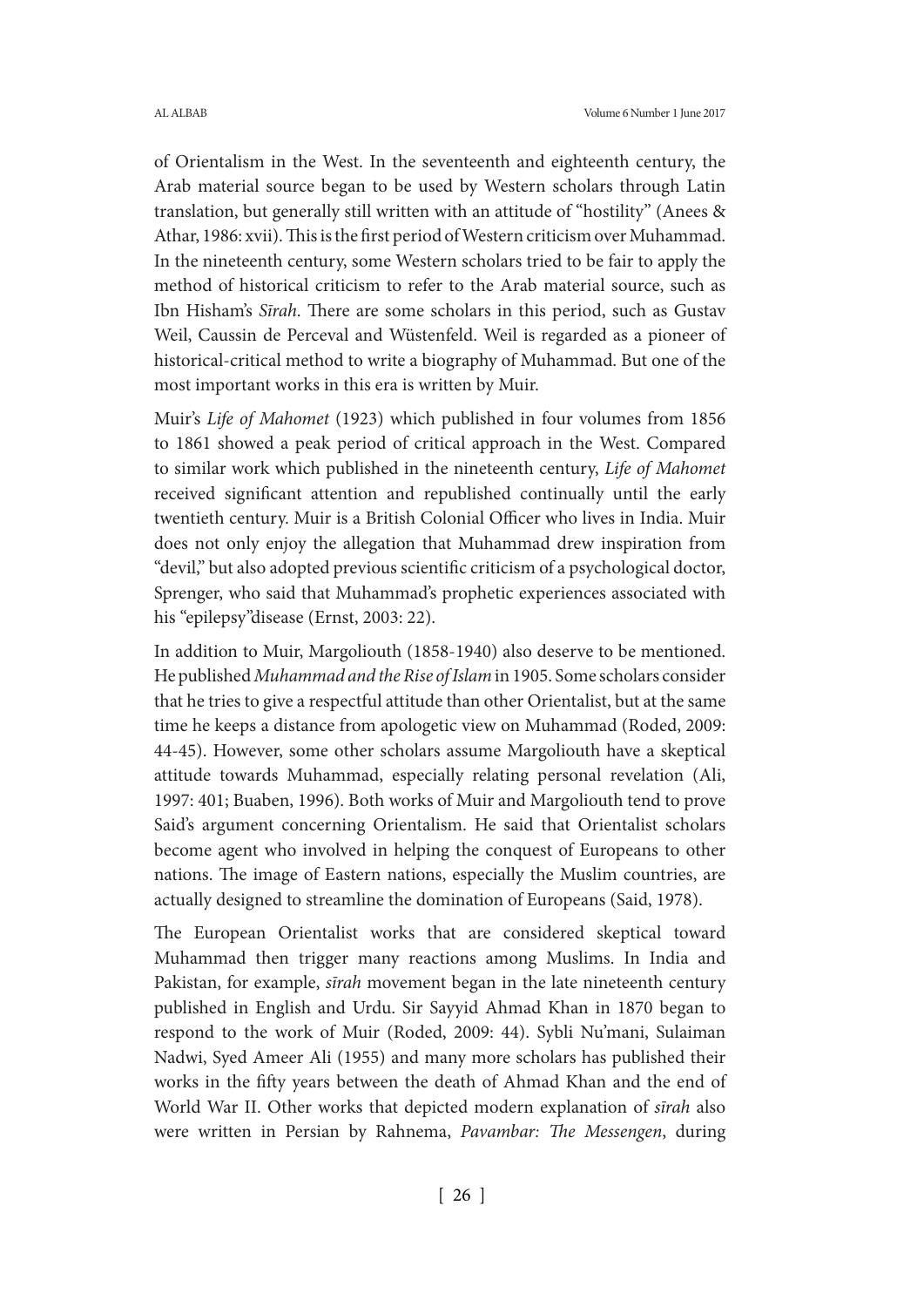of Orientalism in the West. In the seventeenth and eighteenth century, the Arab material source began to be used by Western scholars through Latin translation, but generally still written with an attitude of "hostility" (Anees & Athar, 1986: xvii). This is the first period of Western criticism over Muhammad. In the nineteenth century, some Western scholars tried to be fair to apply the method of historical criticism to refer to the Arab material source, such as Ibn Hisham's *Sīrah*. There are some scholars in this period, such as Gustav Weil, Caussin de Perceval and Wüstenfeld. Weil is regarded as a pioneer of historical-critical method to write a biography of Muhammad. But one of the most important works in this era is written by Muir.

Muir's *Life of Mahomet* (1923) which published in four volumes from 1856 to 1861 showed a peak period of critical approach in the West. Compared to similar work which published in the nineteenth century, *Life of Mahomet* received significant attention and republished continually until the early twentieth century. Muir is a British Colonial Officer who lives in India. Muir does not only enjoy the allegation that Muhammad drew inspiration from "devil," but also adopted previous scientific criticism of a psychological doctor, Sprenger, who said that Muhammad's prophetic experiences associated with his "epilepsy"disease (Ernst, 2003: 22).

In addition to Muir, Margoliouth (1858-1940) also deserve to be mentioned. He published *Muhammad and the Rise of Islam* in 1905. Some scholars consider that he tries to give a respectful attitude than other Orientalist, but at the same time he keeps a distance from apologetic view on Muhammad (Roded, 2009: 44-45). However, some other scholars assume Margoliouth have a skeptical attitude towards Muhammad, especially relating personal revelation (Ali, 1997: 401; Buaben, 1996). Both works of Muir and Margoliouth tend to prove Said's argument concerning Orientalism. He said that Orientalist scholars become agent who involved in helping the conquest of Europeans to other nations. The image of Eastern nations, especially the Muslim countries, are actually designed to streamline the domination of Europeans (Said, 1978).

The European Orientalist works that are considered skeptical toward Muhammad then trigger many reactions among Muslims. In India and Pakistan, for example, *sīrah* movement began in the late nineteenth century published in English and Urdu. Sir Sayyid Ahmad Khan in 1870 began to respond to the work of Muir (Roded, 2009: 44). Sybli Nu'mani, Sulaiman Nadwi, Syed Ameer Ali (1955) and many more scholars has published their works in the fifty years between the death of Ahmad Khan and the end of World War II. Other works that depicted modern explanation of *sīrah* also were written in Persian by Rahnema, *Pavambar: The Messengen*, during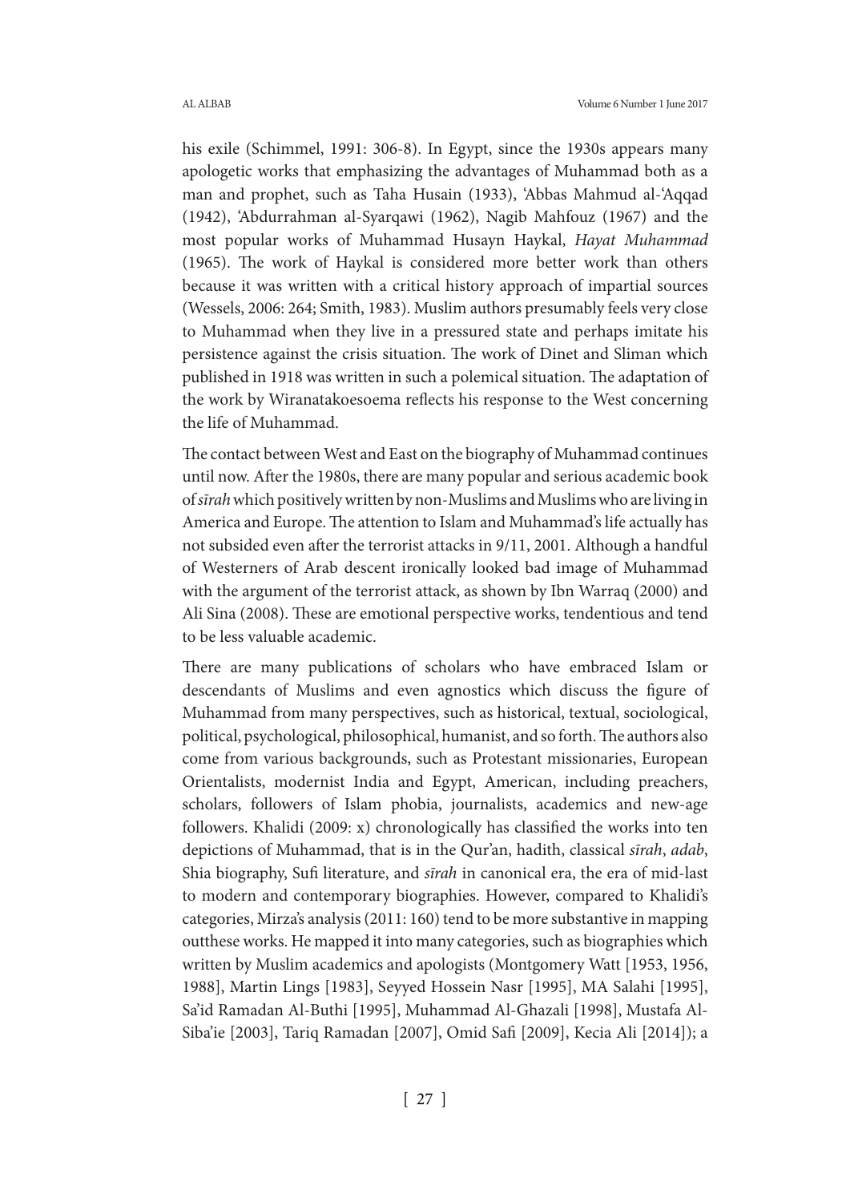his exile (Schimmel, 1991: 306-8). In Egypt, since the 1930s appears many apologetic works that emphasizing the advantages of Muhammad both as a man and prophet, such as Taha Husain (1933), 'Abbas Mahmud al-'Aqqad (1942), 'Abdurrahman al-Syarqawi (1962), Nagib Mahfouz (1967) and the most popular works of Muhammad Husayn Haykal, *Hayat Muhammad* (1965). The work of Haykal is considered more better work than others because it was written with a critical history approach of impartial sources (Wessels, 2006: 264; Smith, 1983). Muslim authors presumably feels very close to Muhammad when they live in a pressured state and perhaps imitate his persistence against the crisis situation. The work of Dinet and Sliman which published in 1918 was written in such a polemical situation. The adaptation of the work by Wiranatakoesoema reflects his response to the West concerning the life of Muhammad.

The contact between West and East on the biography of Muhammad continues until now. After the 1980s, there are many popular and serious academic book of *sīrah* which positively written by non-Muslims and Muslims who are living in America and Europe. The attention to Islam and Muhammad's life actually has not subsided even after the terrorist attacks in 9/11, 2001. Although a handful of Westerners of Arab descent ironically looked bad image of Muhammad with the argument of the terrorist attack, as shown by Ibn Warraq (2000) and Ali Sina (2008). These are emotional perspective works, tendentious and tend to be less valuable academic.

There are many publications of scholars who have embraced Islam or descendants of Muslims and even agnostics which discuss the figure of Muhammad from many perspectives, such as historical, textual, sociological, political, psychological, philosophical, humanist, and so forth. The authors also come from various backgrounds, such as Protestant missionaries, European Orientalists, modernist India and Egypt, American, including preachers, scholars, followers of Islam phobia, journalists, academics and new-age followers. Khalidi (2009: x) chronologically has classified the works into ten depictions of Muhammad, that is in the Qur'an, hadith, classical *sīrah*, *adab*, Shia biography, Sufi literature, and *sīrah* in canonical era, the era of mid-last to modern and contemporary biographies. However, compared to Khalidi's categories, Mirza's analysis (2011: 160) tend to be more substantive in mapping outthese works. He mapped it into many categories, such as biographies which written by Muslim academics and apologists (Montgomery Watt [1953, 1956, 1988], Martin Lings [1983], Seyyed Hossein Nasr [1995], MA Salahi [1995], Sa'id Ramadan Al-Buthi [1995], Muhammad Al-Ghazali [1998], Mustafa Al-Siba'ie [2003], Tariq Ramadan [2007], Omid Safi [2009], Kecia Ali [2014]); a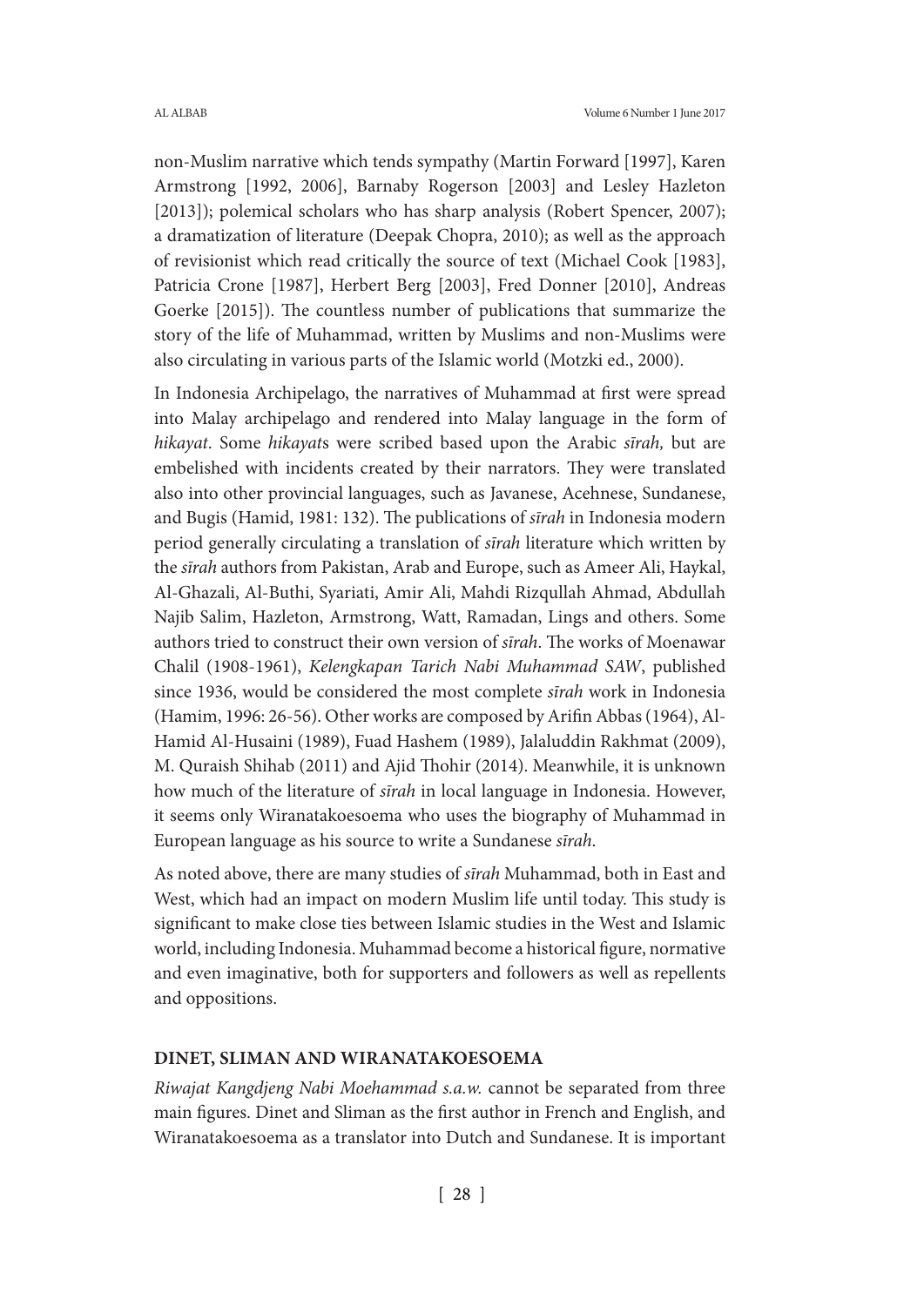non-Muslim narrative which tends sympathy (Martin Forward [1997], Karen Armstrong [1992, 2006], Barnaby Rogerson [2003] and Lesley Hazleton [2013]); polemical scholars who has sharp analysis (Robert Spencer, 2007); a dramatization of literature (Deepak Chopra, 2010); as well as the approach of revisionist which read critically the source of text (Michael Cook [1983], Patricia Crone [1987], Herbert Berg [2003], Fred Donner [2010], Andreas Goerke [2015]). The countless number of publications that summarize the story of the life of Muhammad, written by Muslims and non-Muslims were also circulating in various parts of the Islamic world (Motzki ed., 2000).

In Indonesia Archipelago, the narratives of Muhammad at first were spread into Malay archipelago and rendered into Malay language in the form of *hikayat*. Some *hikayat*s were scribed based upon the Arabic *sīrah,* but are embelished with incidents created by their narrators. They were translated also into other provincial languages, such as Javanese, Acehnese, Sundanese, and Bugis (Hamid, 1981: 132). The publications of *sīrah* in Indonesia modern period generally circulating a translation of *sīrah* literature which written by the *sīrah* authors from Pakistan, Arab and Europe, such as Ameer Ali, Haykal, Al-Ghazali, Al-Buthi, Syariati, Amir Ali, Mahdi Rizqullah Ahmad, Abdullah Najib Salim, Hazleton, Armstrong, Watt, Ramadan, Lings and others. Some authors tried to construct their own version of *sīrah*. The works of Moenawar Chalil (1908-1961), *Kelengkapan Tarich Nabi Muhammad SAW*, published since 1936, would be considered the most complete *sīrah* work in Indonesia (Hamim, 1996: 26-56). Other works are composed by Arifin Abbas (1964), Al-Hamid Al-Husaini (1989), Fuad Hashem (1989), Jalaluddin Rakhmat (2009), M. Quraish Shihab (2011) and Ajid Thohir (2014). Meanwhile, it is unknown how much of the literature of *sīrah* in local language in Indonesia. However, it seems only Wiranatakoesoema who uses the biography of Muhammad in European language as his source to write a Sundanese *sīrah*.

As noted above, there are many studies of *sīrah* Muhammad, both in East and West, which had an impact on modern Muslim life until today. This study is significant to make close ties between Islamic studies in the West and Islamic world, including Indonesia. Muhammad become a historical figure, normative and even imaginative, both for supporters and followers as well as repellents and oppositions.

## DINET, SLIMAN AND WIRANATAKOESOEMA

*Riwajat Kangdjeng Nabi Moehammad s.a.w.* cannot be separated from three main figures. Dinet and Sliman as the first author in French and English, and Wiranatakoesoema as a translator into Dutch and Sundanese. It is important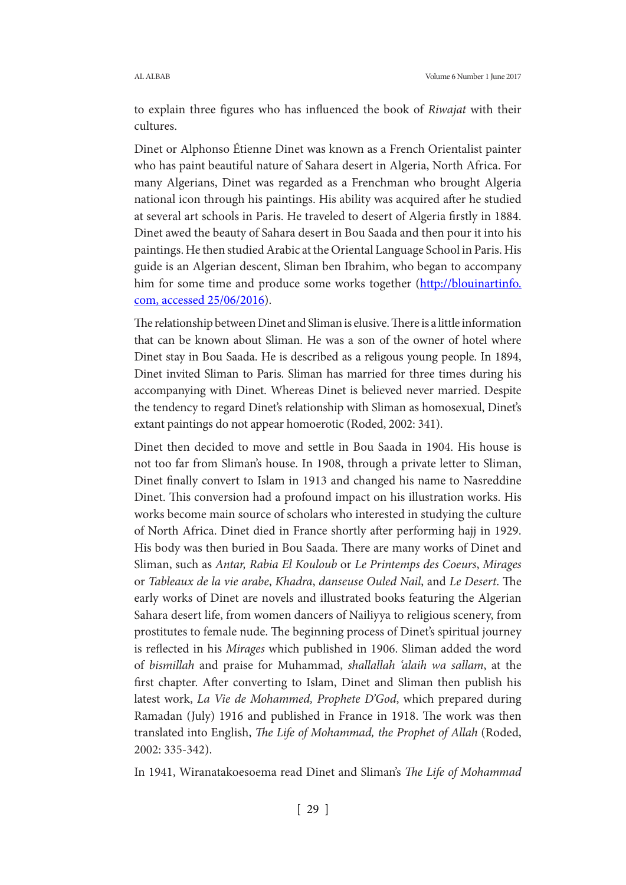to explain three figures who has influenced the book of *Riwajat* with their cultures.

Dinet or Alphonso Étienne Dinet was known as a French Orientalist painter who has paint beautiful nature of Sahara desert in Algeria, North Africa. For many Algerians, Dinet was regarded as a Frenchman who brought Algeria national icon through his paintings. His ability was acquired after he studied at several art schools in Paris. He traveled to desert of Algeria firstly in 1884. Dinet awed the beauty of Sahara desert in Bou Saada and then pour it into his paintings. He then studied Arabic at the Oriental Language School in Paris. His guide is an Algerian descent, Sliman ben Ibrahim, who began to accompany him for some time and produce some works together ([http://blouinartinfo.com, accessed 25/06/2016](http://blouinartinfo.com)).

The relationship between Dinet and Sliman is elusive. There is a little information that can be known about Sliman. He was a son of the owner of hotel where Dinet stay in Bou Saada. He is described as a religous young people. In 1894, Dinet invited Sliman to Paris. Sliman has married for three times during his accompanying with Dinet. Whereas Dinet is believed never married. Despite the tendency to regard Dinet's relationship with Sliman as homosexual, Dinet's extant paintings do not appear homoerotic (Roded, 2002: 341).

Dinet then decided to move and settle in Bou Saada in 1904. His house is not too far from Sliman's house. In 1908, through a private letter to Sliman, Dinet finally convert to Islam in 1913 and changed his name to Nasreddine Dinet. This conversion had a profound impact on his illustration works. His works become main source of scholars who interested in studying the culture of North Africa. Dinet died in France shortly after performing hajj in 1929. His body was then buried in Bou Saada. There are many works of Dinet and Sliman, such as *Antar, Rabia El Kouloub* or *Le Printemps des Coeurs*, *Mirages* or *Tableaux de la vie arabe*, *Khadra*, *danseuse Ouled Nail*, and *Le Desert*. The early works of Dinet are novels and illustrated books featuring the Algerian Sahara desert life, from women dancers of Nailiyya to religious scenery, from prostitutes to female nude. The beginning process of Dinet's spiritual journey is reflected in his *Mirages* which published in 1906. Sliman added the word of *bismillah* and praise for Muhammad, *shallallah 'alaih wa sallam*, at the first chapter. After converting to Islam, Dinet and Sliman then publish his latest work, *La Vie de Mohammed, Prophete D'God*, which prepared during Ramadan (July) 1916 and published in France in 1918. The work was then translated into English, *The Life of Mohammad, the Prophet of Allah* (Roded, 2002: 335-342).

In 1941, Wiranatakoesoema read Dinet and Sliman's *The Life of Mohammad*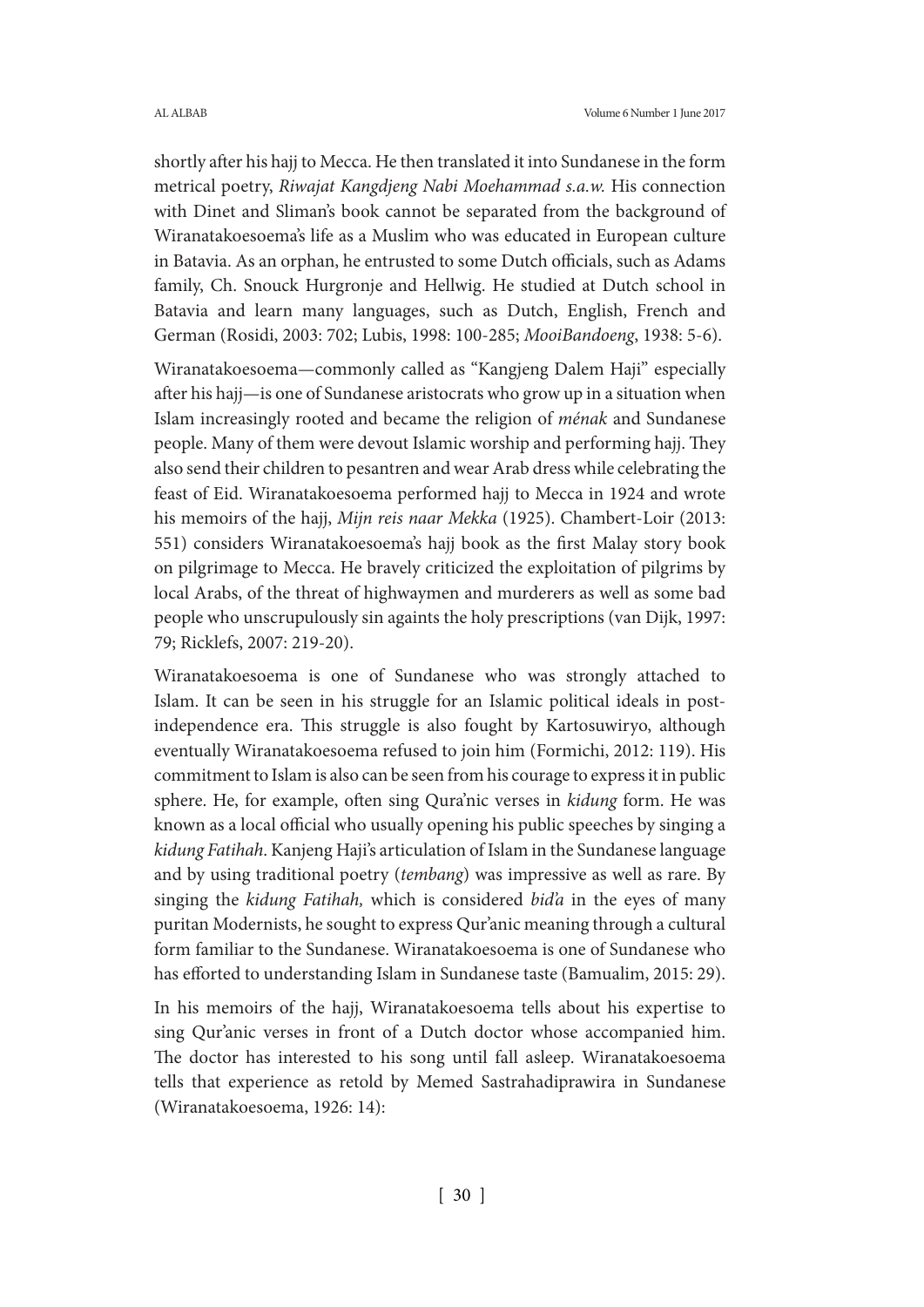shortly after his hajj to Mecca. He then translated it into Sundanese in the form metrical poetry, *Riwajat Kangdjeng Nabi Moehammad s.a.w.* His connection with Dinet and Sliman's book cannot be separated from the background of Wiranatakoesoema's life as a Muslim who was educated in European culture in Batavia. As an orphan, he entrusted to some Dutch officials, such as Adams family, Ch. Snouck Hurgronje and Hellwig. He studied at Dutch school in Batavia and learn many languages, such as Dutch, English, French and German (Rosidi, 2003: 702; Lubis, 1998: 100-285; *MooiBandoeng*, 1938: 5-6).

Wiranatakoesoema—commonly called as "Kangjeng Dalem Haji" especially after his hajj—is one of Sundanese aristocrats who grow up in a situation when Islam increasingly rooted and became the religion of *ménak* and Sundanese people. Many of them were devout Islamic worship and performing hajj. They also send their children to pesantren and wear Arab dress while celebrating the feast of Eid. Wiranatakoesoema performed hajj to Mecca in 1924 and wrote his memoirs of the hajj, *Mijn reis naar Mekka* (1925). Chambert-Loir (2013: 551) considers Wiranatakoesoema's hajj book as the first Malay story book on pilgrimage to Mecca. He bravely criticized the exploitation of pilgrims by local Arabs, of the threat of highwaymen and murderers as well as some bad people who unscrupulously sin againts the holy prescriptions (van Dijk, 1997: 79; Ricklefs, 2007: 219-20).

Wiranatakoesoema is one of Sundanese who was strongly attached to Islam. It can be seen in his struggle for an Islamic political ideals in post-independence era. This struggle is also fought by Kartosuwiryo, although eventually Wiranatakoesoema refused to join him (Formichi, 2012: 119). His commitment to Islam is also can be seen from his courage to express it in public sphere. He, for example, often sing Qura'nic verses in *kidung* form. He was known as a local official who usually opening his public speeches by singing a *kidung Fatihah*. Kanjeng Haji's articulation of Islam in the Sundanese language and by using traditional poetry (*tembang*) was impressive as well as rare. By singing the *kidung Fatihah,* which is considered *bid'a* in the eyes of many puritan Modernists, he sought to express Qur'anic meaning through a cultural form familiar to the Sundanese. Wiranatakoesoema is one of Sundanese who has eforted to understanding Islam in Sundanese taste (Bamualim, 2015: 29).

In his memoirs of the hajj, Wiranatakoesoema tells about his expertise to sing Qur'anic verses in front of a Dutch doctor whose accompanied him. The doctor has interested to his song until fall asleep. Wiranatakoesoema tells that experience as retold by Memed Sastrahadiprawira in Sundanese (Wiranatakoesoema, 1926: 14):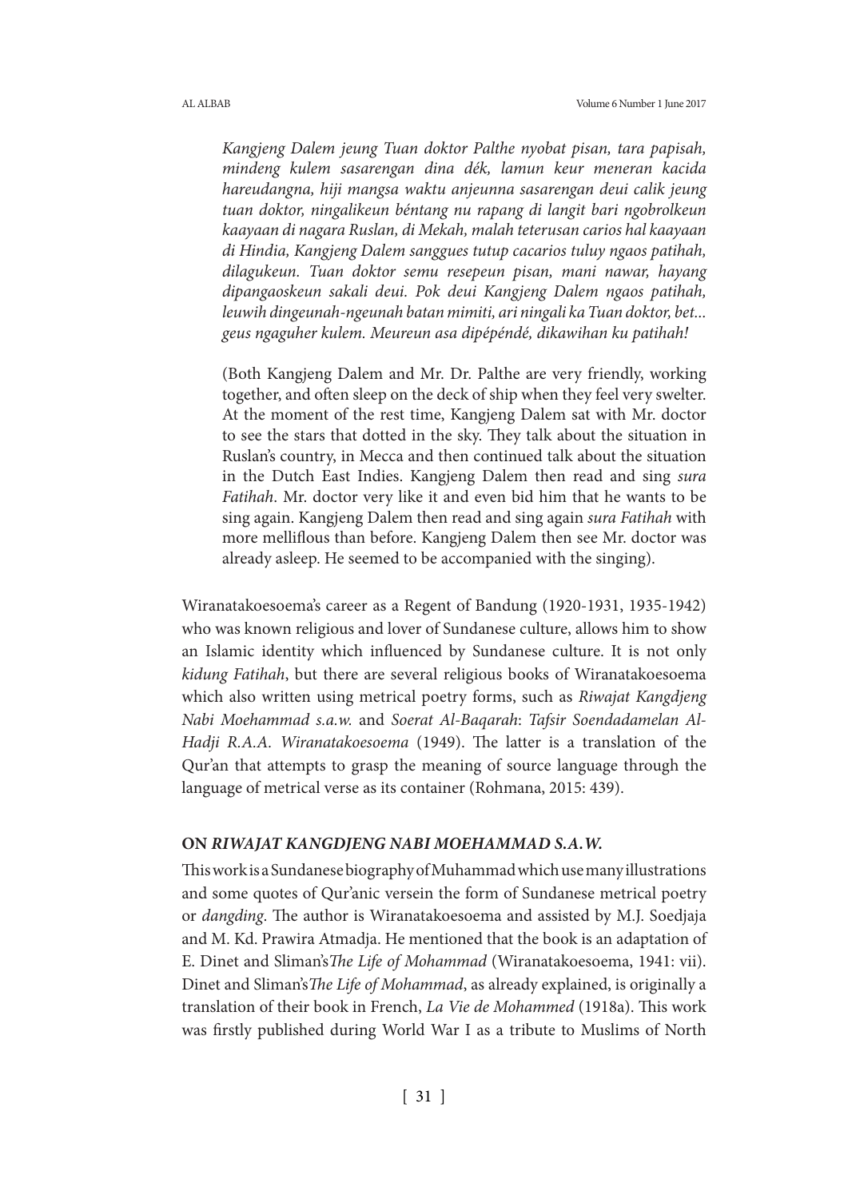*Kangjeng Dalem jeung Tuan doktor Palthe nyobat pisan, tara papisah, mindeng kulem sasarengan dina dék, lamun keur meneran kacida hareudangna, hiji mangsa waktu anjeunna sasarengan deui calik jeung tuan doktor, ningalikeun béntang nu rapang di langit bari ngobrolkeun kaayaan di nagara Ruslan, di Mekah, malah teterusan carios hal kaayaan di Hindia, Kangjeng Dalem sanggues tutup cacarios tuluy ngaos patihah, dilagukeun. Tuan doktor semu resepeun pisan, mani nawar, hayang dipangaoskeun sakali deui. Pok deui Kangjeng Dalem ngaos patihah, leuwih dingeunah-ngeunah batan mimiti, ari ningali ka Tuan doktor, bet... geus ngaguher kulem. Meureun asa dipépéndé, dikawihan ku patihah!*

(Both Kangjeng Dalem and Mr. Dr. Palthe are very friendly, working together, and often sleep on the deck of ship when they feel very swelter. At the moment of the rest time, Kangjeng Dalem sat with Mr. doctor to see the stars that dotted in the sky. They talk about the situation in Ruslan's country, in Mecca and then continued talk about the situation in the Dutch East Indies. Kangjeng Dalem then read and sing *sura Fatihah*. Mr. doctor very like it and even bid him that he wants to be sing again. Kangjeng Dalem then read and sing again *sura Fatihah* with more melliflous than before. Kangjeng Dalem then see Mr. doctor was already asleep. He seemed to be accompanied with the singing).

Wiranatakoesoema's career as a Regent of Bandung (1920-1931, 1935-1942) who was known religious and lover of Sundanese culture, allows him to show an Islamic identity which influenced by Sundanese culture. It is not only *kidung Fatihah*, but there are several religious books of Wiranatakoesoema which also written using metrical poetry forms, such as *Riwajat Kangdjeng Nabi Moehammad s.a.w.* and *Soerat Al-Baqarah*: *Tafsir Soendadamelan Al-Hadji R.A.A. Wiranatakoesoema* (1949). The latter is a translation of the Qur'an that attempts to grasp the meaning of source language through the language of metrical verse as its container (Rohmana, 2015: 439).

## ON *RIWAJAT KANGDJENG NABI MOEHAMMAD S.A.W.*

This work is a Sundanese biography of Muhammad which use many illustrations and some quotes of Qur'anic versein the form of Sundanese metrical poetry or *dangding*. The author is Wiranatakoesoema and assisted by M.J. Soedjaja and M. Kd. Prawira Atmadja. He mentioned that the book is an adaptation of E. Dinet and Sliman's*The Life of Mohammad* (Wiranatakoesoema, 1941: vii). Dinet and Sliman's*The Life of Mohammad*, as already explained, is originally a translation of their book in French, *La Vie de Mohammed* (1918a). This work was firstly published during World War I as a tribute to Muslims of North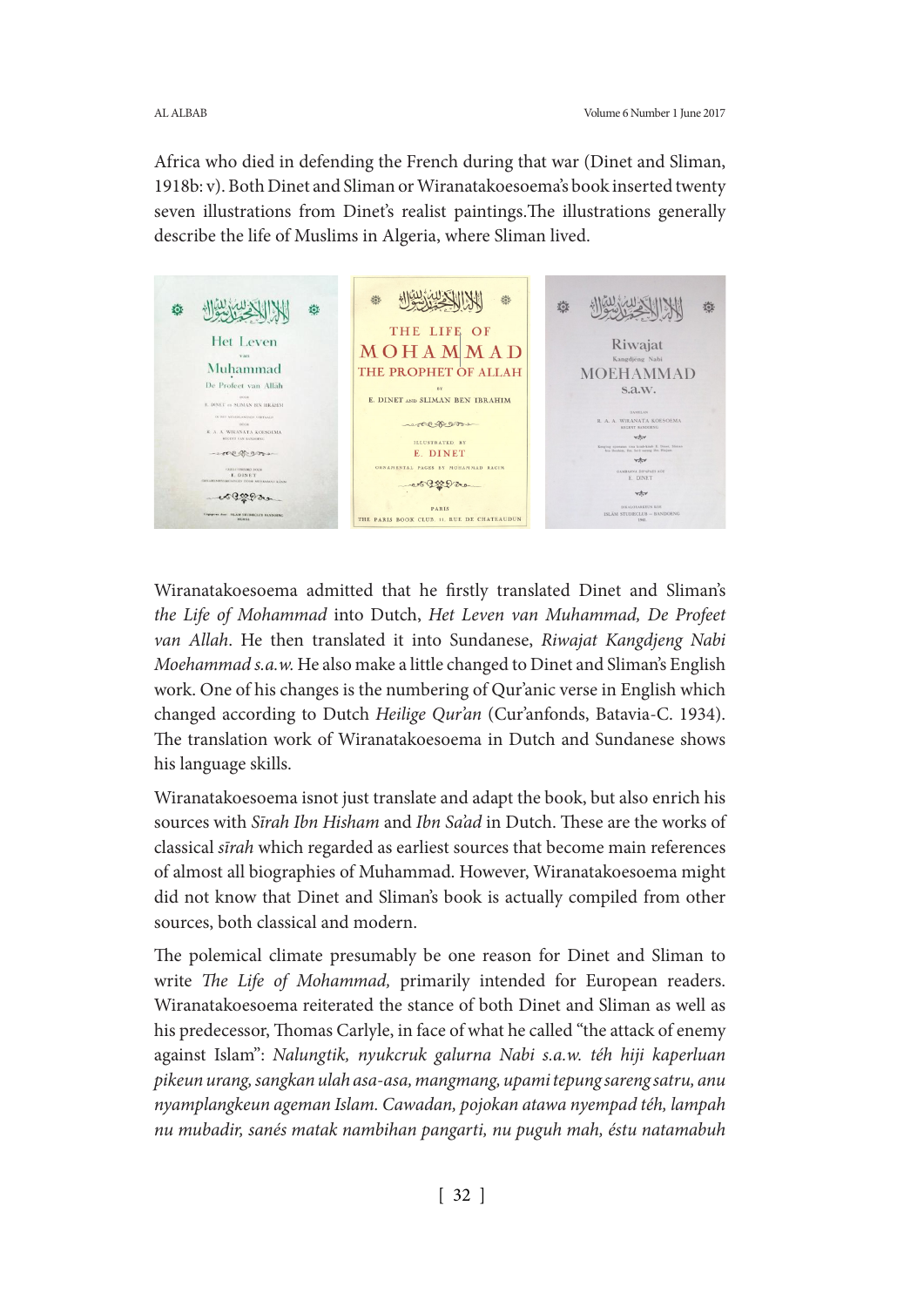Africa who died in defending the French during that war (Dinet and Sliman, 1918b: v). Both Dinet and Sliman or Wiranatakoesoema's book inserted twenty seven illustrations from Dinet's realist paintings.The illustrations generally describe the life of Muslims in Algeria, where Sliman lived.

Wiranatakoesoema admitted that he firstly translated Dinet and Sliman's *the Life of Mohammad* into Dutch, *Het Leven van Muhammad, De Profeet van Allah*. He then translated it into Sundanese, *Riwajat Kangdjeng Nabi Moehammad s.a.w.* He also make a little changed to Dinet and Sliman's English work. One of his changes is the numbering of Qur'anic verse in English which changed according to Dutch *Heilige Qur'an* (Cur'anfonds, Batavia-C. 1934). The translation work of Wiranatakoesoema in Dutch and Sundanese shows his language skills.

Wiranatakoesoema isnot just translate and adapt the book, but also enrich his sources with *Sīrah Ibn Hisham* and *Ibn Sa'ad* in Dutch. These are the works of classical *sīrah* which regarded as earliest sources that become main references of almost all biographies of Muhammad. However, Wiranatakoesoema might did not know that Dinet and Sliman's book is actually compiled from other sources, both classical and modern.

The polemical climate presumably be one reason for Dinet and Sliman to write *The Life of Mohammad,* primarily intended for European readers. Wiranatakoesoema reiterated the stance of both Dinet and Sliman as well as his predecessor, Thomas Carlyle, in face of what he called "the attack of enemy against Islam": *Nalungtik, nyukcruk galurna Nabi s.a.w. téh hiji kaperluan pikeun urang, sangkan ulah asa-asa, mangmang, upami tepung sareng satru, anu nyamplangkeun ageman Islam. Cawadan, pojokan atawa nyempad téh, lampah nu mubadir, sanés matak nambihan pangarti, nu puguh mah, éstu natamabuh*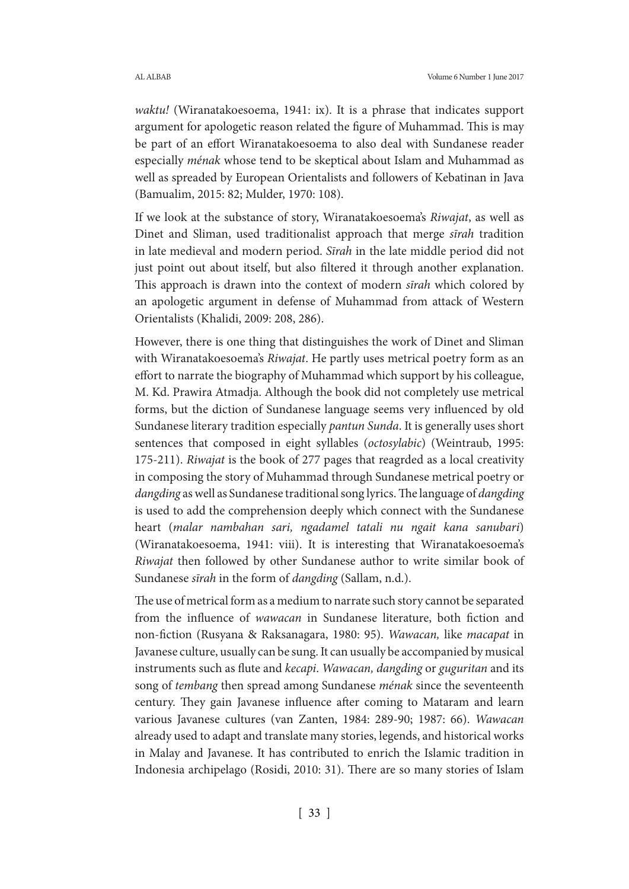*waktu!* (Wiranatakoesoema, 1941: ix). It is a phrase that indicates support argument for apologetic reason related the figure of Muhammad. This is may be part of an effort Wiranatakoesoema to also deal with Sundanese reader especially *ménak* whose tend to be skeptical about Islam and Muhammad as well as spreaded by European Orientalists and followers of Kebatinan in Java (Bamualim, 2015: 82; Mulder, 1970: 108).

If we look at the substance of story, Wiranatakoesoema's *Riwajat*, as well as Dinet and Sliman, used traditionalist approach that merge *sīrah* tradition in late medieval and modern period. *Sīrah* in the late middle period did not just point out about itself, but also filtered it through another explanation. This approach is drawn into the context of modern *sīrah* which colored by an apologetic argument in defense of Muhammad from attack of Western Orientalists (Khalidi, 2009: 208, 286).

However, there is one thing that distinguishes the work of Dinet and Sliman with Wiranatakoesoema's *Riwajat*. He partly uses metrical poetry form as an effort to narrate the biography of Muhammad which support by his colleague, M. Kd. Prawira Atmadja. Although the book did not completely use metrical forms, but the diction of Sundanese language seems very influenced by old Sundanese literary tradition especially *pantun Sunda*. It is generally uses short sentences that composed in eight syllables (*octosylabic*) (Weintraub, 1995: 175-211). *Riwajat* is the book of 277 pages that reagrded as a local creativity in composing the story of Muhammad through Sundanese metrical poetry or *dangding* as well as Sundanese traditional song lyrics. The language of *dangding* is used to add the comprehension deeply which connect with the Sundanese heart (*malar nambahan sari, ngadamel tatali nu ngait kana sanubari*) (Wiranatakoesoema, 1941: viii). It is interesting that Wiranatakoesoema's *Riwajat* then followed by other Sundanese author to write similar book of Sundanese *sīrah* in the form of *dangding* (Sallam, n.d.).

The use of metrical form as a medium to narrate such story cannot be separated from the influence of *wawacan* in Sundanese literature, both fiction and non-fiction (Rusyana & Raksanagara, 1980: 95). *Wawacan,* like *macapat* in Javanese culture, usually can be sung. It can usually be accompanied by musical instruments such as flute and *kecapi*. *Wawacan, dangding* or *guguritan* and its song of *tembang* then spread among Sundanese *ménak* since the seventeenth century. They gain Javanese influence after coming to Mataram and learn various Javanese cultures (van Zanten, 1984: 289-90; 1987: 66). *Wawacan* already used to adapt and translate many stories, legends, and historical works in Malay and Javanese. It has contributed to enrich the Islamic tradition in Indonesia archipelago (Rosidi, 2010: 31). There are so many stories of Islam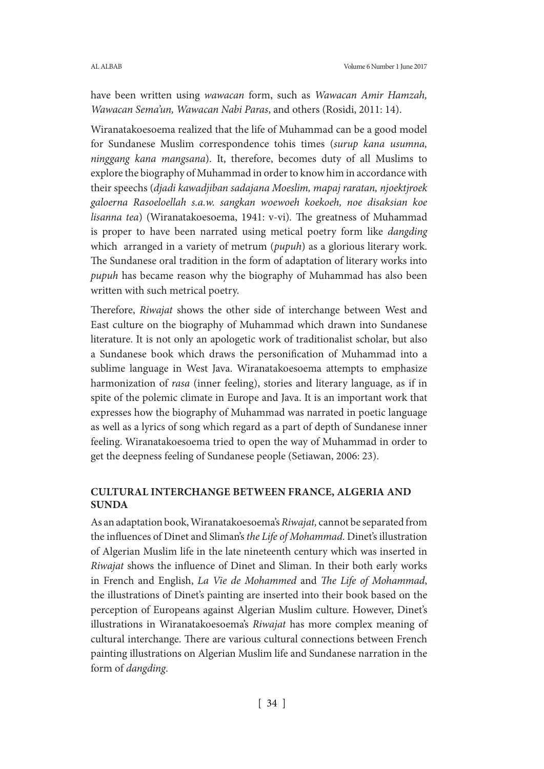have been written using *wawacan* form, such as *Wawacan Amir Hamzah, Wawacan Sema'un, Wawacan Nabi Paras*, and others (Rosidi, 2011: 14).

Wiranatakoesoema realized that the life of Muhammad can be a good model for Sundanese Muslim correspondence tohis times (*surup kana usumna, ninggang kana mangsana*). It, therefore, becomes duty of all Muslims to explore the biography of Muhammad in order to know him in accordance with their speechs (*djadi kawadjiban sadajana Moeslim, mapaj raratan, njoektjroek galoerna Rasoeloellah s.a.w. sangkan woewoeh koekoeh, noe disaksian koe lisanna tea*) (Wiranatakoesoema, 1941: v-vi). The greatness of Muhammad is proper to have been narrated using metical poetry form like *dangding* which arranged in a variety of metrum (*pupuh*) as a glorious literary work. The Sundanese oral tradition in the form of adaptation of literary works into *pupuh* has became reason why the biography of Muhammad has also been written with such metrical poetry.

Therefore, *Riwajat* shows the other side of interchange between West and East culture on the biography of Muhammad which drawn into Sundanese literature. It is not only an apologetic work of traditionalist scholar, but also a Sundanese book which draws the personification of Muhammad into a sublime language in West Java. Wiranatakoesoema attempts to emphasize harmonization of *rasa* (inner feeling), stories and literary language, as if in spite of the polemic climate in Europe and Java. It is an important work that expresses how the biography of Muhammad was narrated in poetic language as well as a lyrics of song which regard as a part of depth of Sundanese inner feeling. Wiranatakoesoema tried to open the way of Muhammad in order to get the deepness feeling of Sundanese people (Setiawan, 2006: 23).

## CULTURAL INTERCHANGE BETWEEN FRANCE, ALGERIA AND SUNDA

As an adaptation book, Wiranatakoesoema's *Riwajat,* cannot be separated from the influences of Dinet and Sliman's *the Life of Mohammad*. Dinet's illustration of Algerian Muslim life in the late nineteenth century which was inserted in *Riwajat* shows the influence of Dinet and Sliman. In their both early works in French and English, *La Vie de Mohammed* and *The Life of Mohammad*, the illustrations of Dinet's painting are inserted into their book based on the perception of Europeans against Algerian Muslim culture. However, Dinet's illustrations in Wiranatakoesoema's *Riwajat* has more complex meaning of cultural interchange. There are various cultural connections between French painting illustrations on Algerian Muslim life and Sundanese narration in the form of *dangding*.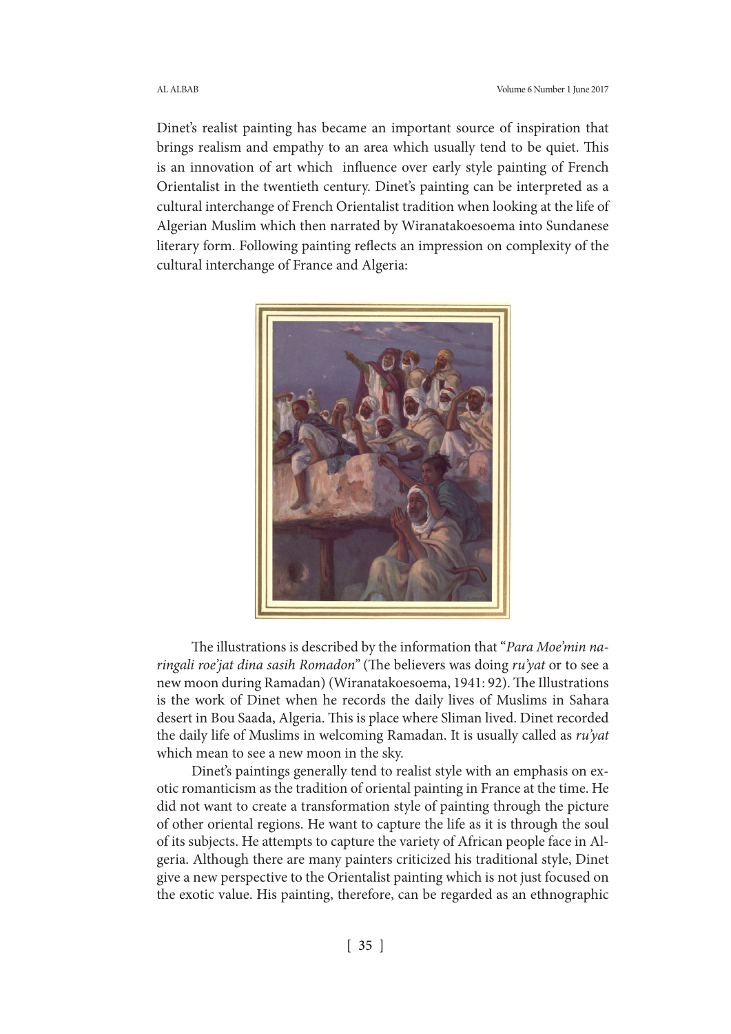Dinet's realist painting has became an important source of inspiration that brings realism and empathy to an area which usually tend to be quiet. This is an innovation of art which influence over early style painting of French Orientalist in the twentieth century. Dinet's painting can be interpreted as a cultural interchange of French Orientalist tradition when looking at the life of Algerian Muslim which then narrated by Wiranatakoesoema into Sundanese literary form. Following painting reflects an impression on complexity of the cultural interchange of France and Algeria:

The illustrations is described by the information that "*Para Moe'min naringali roe'jat dina sasih Romadon*" (The believers was doing *ru'yat* or to see a new moon during Ramadan) (Wiranatakoesoema, 1941: 92). The Illustrations is the work of Dinet when he records the daily lives of Muslims in Sahara desert in Bou Saada, Algeria. This is place where Sliman lived. Dinet recorded the daily life of Muslims in welcoming Ramadan. It is usually called as *ru'yat* which mean to see a new moon in the sky.

Dinet's paintings generally tend to realist style with an emphasis on exotic romanticism as the tradition of oriental painting in France at the time. He did not want to create a transformation style of painting through the picture of other oriental regions. He want to capture the life as it is through the soul of its subjects. He attempts to capture the variety of African people face in Algeria. Although there are many painters criticized his traditional style, Dinet give a new perspective to the Orientalist painting which is not just focused on the exotic value. His painting, therefore, can be regarded as an ethnographic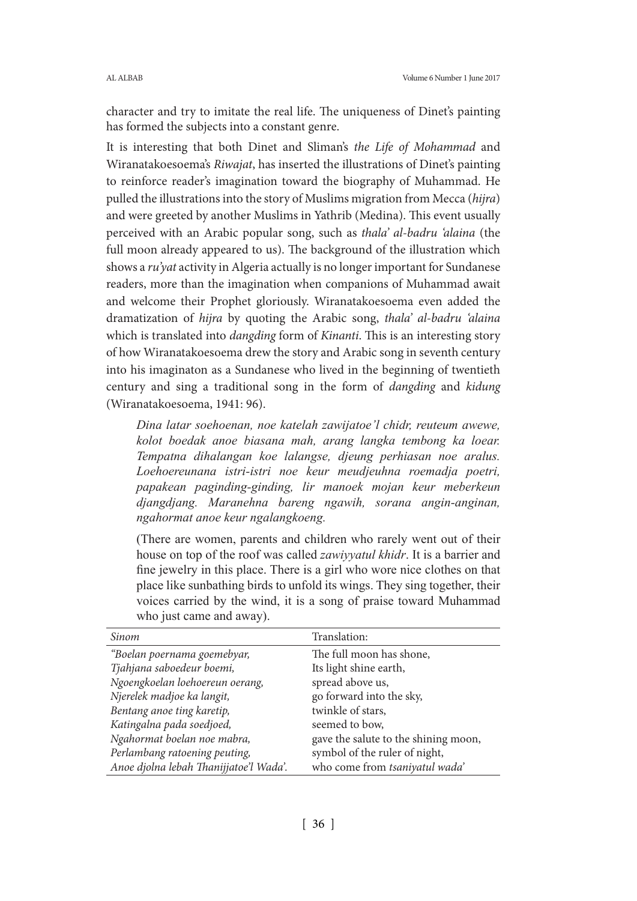character and try to imitate the real life. The uniqueness of Dinet's painting has formed the subjects into a constant genre.

It is interesting that both Dinet and Sliman's *the Life of Mohammad* and Wiranatakoesoema's *Riwajat*, has inserted the illustrations of Dinet's painting to reinforce reader's imagination toward the biography of Muhammad. He pulled the illustrations into the story of Muslims migration from Mecca (*hijra*) and were greeted by another Muslims in Yathrib (Medina). This event usually perceived with an Arabic popular song, such as *thala' al-badru 'alaina* (the full moon already appeared to us). The background of the illustration which shows a *ru'yat* activity in Algeria actually is no longer important for Sundanese readers, more than the imagination when companions of Muhammad await and welcome their Prophet gloriously. Wiranatakoesoema even added the dramatization of *hijra* by quoting the Arabic song, *thala' al-badru 'alaina* which is translated into *dangding* form of *Kinanti*. This is an interesting story of how Wiranatakoesoema drew the story and Arabic song in seventh century into his imaginaton as a Sundanese who lived in the beginning of twentieth century and sing a traditional song in the form of *dangding* and *kidung* (Wiranatakoesoema, 1941: 96).

> *Dina latar soehoenan, noe katelah zawijatoe'l chidr, reuteum awewe, kolot boedak anoe biasana mah, arang langka tembong ka loear. Tempatna dihalangan koe lalangse, djeung perhiasan noe aralus. Loehoereunana istri-istri noe keur meudjeuhna roemadja poetri, papakean paginding-ginding, lir manoek mojan keur meberkeun djangdjang. Maranehna bareng ngawih, sorana angin-anginan, ngahormat anoe keur ngalangkoeng.*
>
> (There are women, parents and children who rarely went out of their house on top of the roof was called *zawiyyatul khidr*. It is a barrier and fine jewelry in this place. There is a girl who wore nice clothes on that place like sunbathing birds to unfold its wings. They sing together, their voices carried by the wind, it is a song of praise toward Muhammad who just came and away).

| *Sinom* | Translation: |
|---|---|
| *"Boelan poernama goemebyar,* | The full moon has shone, |
| *Tjahjana saboedeur boemi,* | Its light shine earth, |
| *Ngoengkoelan loehoereun oerang,* | spread above us, |
| *Njerelek madjoe ka langit,* | go forward into the sky, |
| *Bentang anoe ting karetip,* | twinkle of stars, |
| *Katingalna pada soedjoed,* | seemed to bow, |
| *Ngahormat boelan noe mabra,* | gave the salute to the shining moon, |
| *Perlambang ratoening peuting,* | symbol of the ruler of night, |
| *Anoe djolna lebah Thanijjatoe'l Wada'.* | who come from *tsaniyatul wada'* |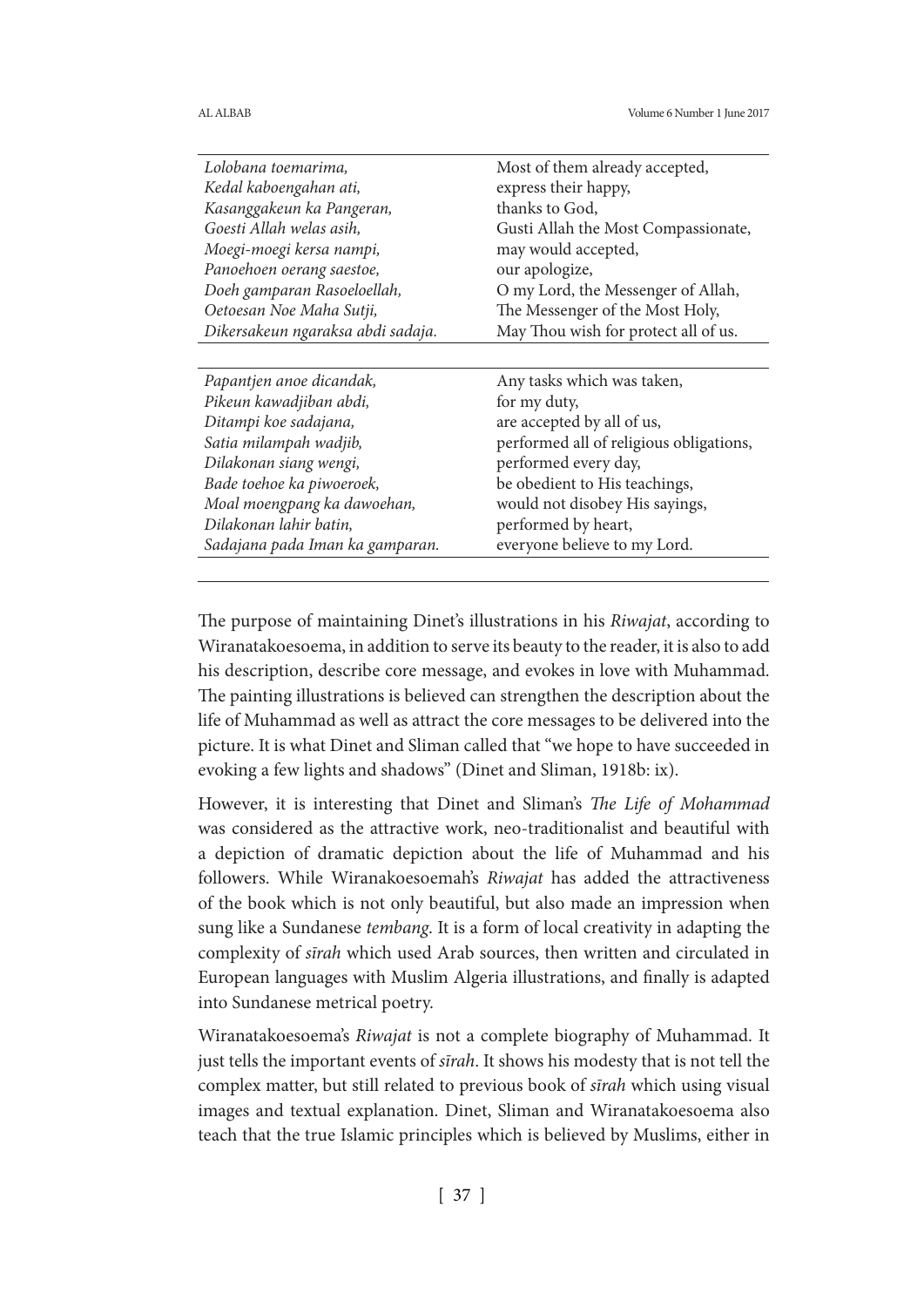| *Lolobana toemarima,* | Most of them already accepted, |
|---|---|
| *Kedal kaboengahan ati,* | express their happy, |
| *Kasanggakeun ka Pangeran,* | thanks to God, |
| *Goesti Allah welas asih,* | Gusti Allah the Most Compassionate, |
| *Moegi-moegi kersa nampi,* | may would accepted, |
| *Panoehoen oerang saestoe,* | our apologize, |
| *Doeh gamparan Rasoeloellah,* | O my Lord, the Messenger of Allah, |
| *Oetoesan Noe Maha Sutji,* | The Messenger of the Most Holy, |
| *Dikersakeun ngaraksa abdi sadaja.* | May Thou wish for protect all of us. |

| *Papantjen anoe dicandak,* | Any tasks which was taken, |
|---|---|
| *Pikeun kawadjiban abdi,* | for my duty, |
| *Ditampi koe sadajana,* | are accepted by all of us, |
| *Satia milampah wadjib,* | performed all of religious obligations, |
| *Dilakonan siang wengi,* | performed every day, |
| *Bade toehoe ka piwoeroek,* | be obedient to His teachings, |
| *Moal moengpang ka dawoehan,* | would not disobey His sayings, |
| *Dilakonan lahir batin,* | performed by heart, |
| *Sadajana pada Iman ka gamparan.* | everyone believe to my Lord. |

The purpose of maintaining Dinet's illustrations in his *Riwajat*, according to Wiranatakoesoema, in addition to serve its beauty to the reader, it is also to add his description, describe core message, and evokes in love with Muhammad. The painting illustrations is believed can strengthen the description about the life of Muhammad as well as attract the core messages to be delivered into the picture. It is what Dinet and Sliman called that "we hope to have succeeded in evoking a few lights and shadows" (Dinet and Sliman, 1918b: ix).

However, it is interesting that Dinet and Sliman's *The Life of Mohammad* was considered as the attractive work, neo-traditionalist and beautiful with a depiction of dramatic depiction about the life of Muhammad and his followers. While Wiranakoesoemah's *Riwajat* has added the attractiveness of the book which is not only beautiful, but also made an impression when sung like a Sundanese *tembang*. It is a form of local creativity in adapting the complexity of *sīrah* which used Arab sources, then written and circulated in European languages with Muslim Algeria illustrations, and finally is adapted into Sundanese metrical poetry.

Wiranatakoesoema's *Riwajat* is not a complete biography of Muhammad. It just tells the important events of *sīrah*. It shows his modesty that is not tell the complex matter, but still related to previous book of *sīrah* which using visual images and textual explanation. Dinet, Sliman and Wiranatakoesoema also teach that the true Islamic principles which is believed by Muslims, either in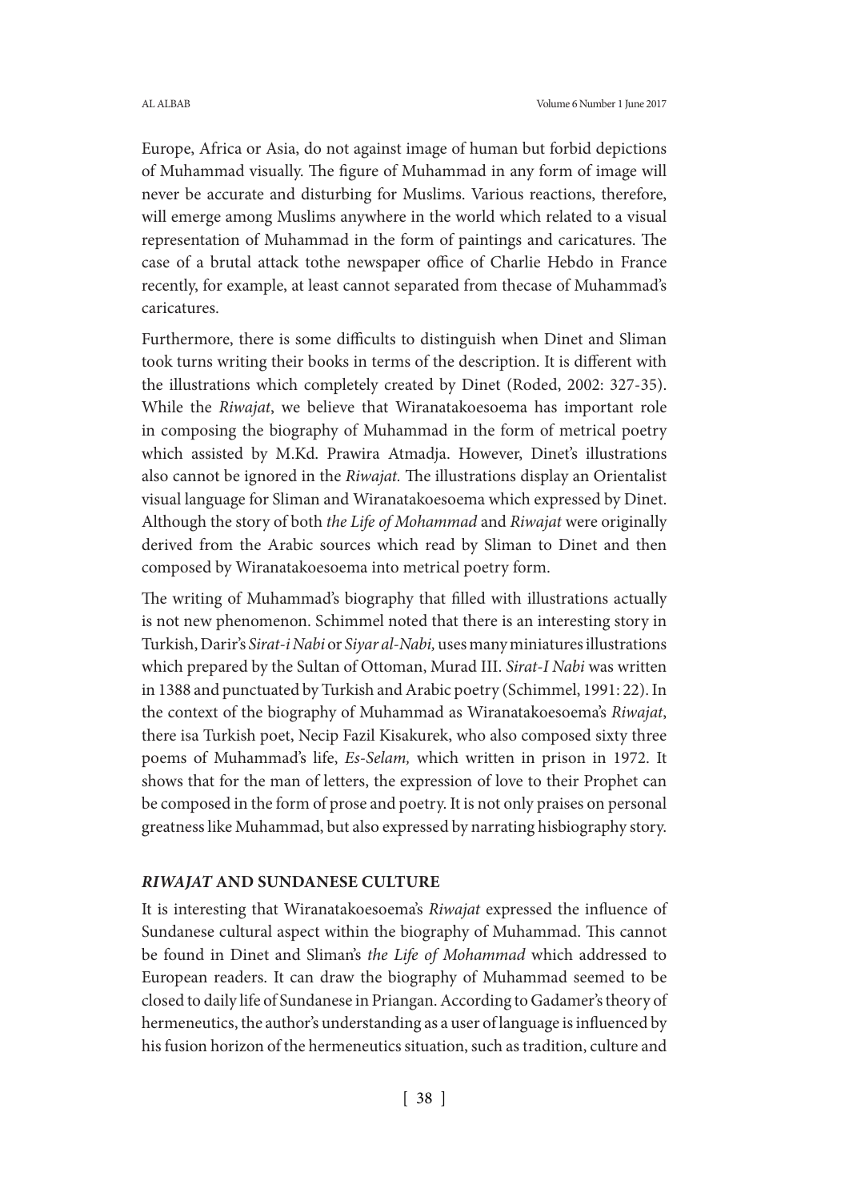Europe, Africa or Asia, do not against image of human but forbid depictions of Muhammad visually. The figure of Muhammad in any form of image will never be accurate and disturbing for Muslims. Various reactions, therefore, will emerge among Muslims anywhere in the world which related to a visual representation of Muhammad in the form of paintings and caricatures. The case of a brutal attack tothe newspaper office of Charlie Hebdo in France recently, for example, at least cannot separated from thecase of Muhammad's caricatures.

Furthermore, there is some difficults to distinguish when Dinet and Sliman took turns writing their books in terms of the description. It is different with the illustrations which completely created by Dinet (Roded, 2002: 327-35). While the *Riwajat*, we believe that Wiranatakoesoema has important role in composing the biography of Muhammad in the form of metrical poetry which assisted by M.Kd. Prawira Atmadja. However, Dinet's illustrations also cannot be ignored in the *Riwajat.* The illustrations display an Orientalist visual language for Sliman and Wiranatakoesoema which expressed by Dinet. Although the story of both *the Life of Mohammad* and *Riwajat* were originally derived from the Arabic sources which read by Sliman to Dinet and then composed by Wiranatakoesoema into metrical poetry form.

The writing of Muhammad's biography that filled with illustrations actually is not new phenomenon. Schimmel noted that there is an interesting story in Turkish, Darir's *Sirat-i Nabi* or *Siyar al-Nabi,* uses many miniatures illustrations which prepared by the Sultan of Ottoman, Murad III. *Sirat-I Nabi* was written in 1388 and punctuated by Turkish and Arabic poetry (Schimmel, 1991: 22). In the context of the biography of Muhammad as Wiranatakoesoema's *Riwajat*, there isa Turkish poet, Necip Fazil Kisakurek, who also composed sixty three poems of Muhammad's life, *Es-Selam,* which written in prison in 1972. It shows that for the man of letters, the expression of love to their Prophet can be composed in the form of prose and poetry. It is not only praises on personal greatness like Muhammad, but also expressed by narrating hisbiography story.

## *RIWAJAT* AND SUNDANESE CULTURE

It is interesting that Wiranatakoesoema's *Riwajat* expressed the influence of Sundanese cultural aspect within the biography of Muhammad. This cannot be found in Dinet and Sliman's *the Life of Mohammad* which addressed to European readers. It can draw the biography of Muhammad seemed to be closed to daily life of Sundanese in Priangan. According to Gadamer's theory of hermeneutics, the author's understanding as a user of language is influenced by his fusion horizon of the hermeneutics situation, such as tradition, culture and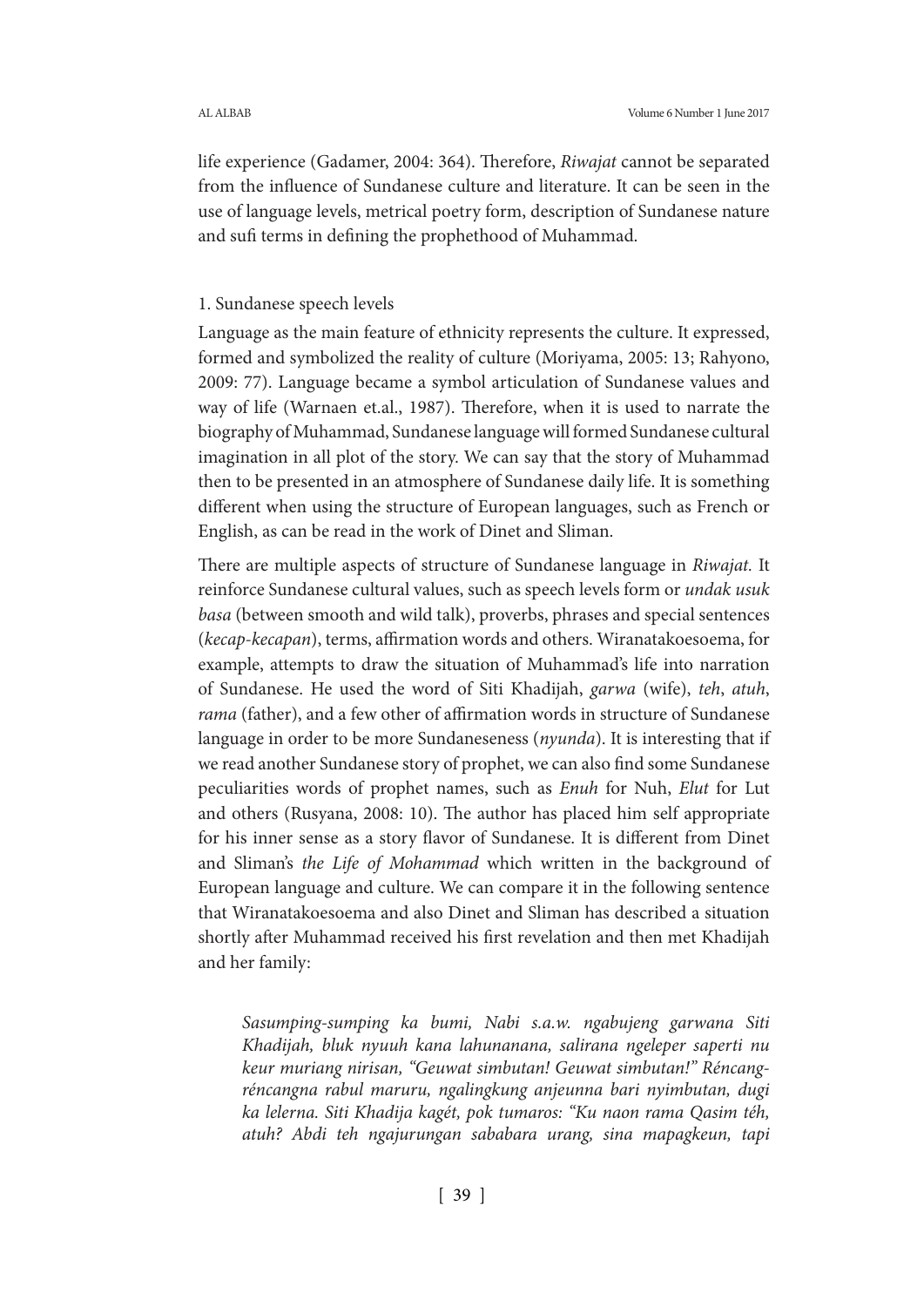life experience (Gadamer, 2004: 364). Therefore, *Riwajat* cannot be separated from the influence of Sundanese culture and literature. It can be seen in the use of language levels, metrical poetry form, description of Sundanese nature and sufi terms in defining the prophethood of Muhammad.

1. Sundanese speech levels

Language as the main feature of ethnicity represents the culture. It expressed, formed and symbolized the reality of culture (Moriyama, 2005: 13; Rahyono, 2009: 77). Language became a symbol articulation of Sundanese values and way of life (Warnaen et.al., 1987). Therefore, when it is used to narrate the biography of Muhammad, Sundanese language will formed Sundanese cultural imagination in all plot of the story. We can say that the story of Muhammad then to be presented in an atmosphere of Sundanese daily life. It is something different when using the structure of European languages, such as French or English, as can be read in the work of Dinet and Sliman.

There are multiple aspects of structure of Sundanese language in *Riwajat.* It reinforce Sundanese cultural values, such as speech levels form or *undak usuk basa* (between smooth and wild talk), proverbs, phrases and special sentences (*kecap-kecapan*), terms, affirmation words and others. Wiranatakoesoema, for example, attempts to draw the situation of Muhammad's life into narration of Sundanese. He used the word of Siti Khadijah, *garwa* (wife), *teh*, *atuh*, *rama* (father), and a few other of affirmation words in structure of Sundanese language in order to be more Sundaneseness (*nyunda*). It is interesting that if we read another Sundanese story of prophet, we can also find some Sundanese peculiarities words of prophet names, such as *Enuh* for Nuh, *Elut* for Lut and others (Rusyana, 2008: 10). The author has placed him self appropriate for his inner sense as a story flavor of Sundanese. It is different from Dinet and Sliman's *the Life of Mohammad* which written in the background of European language and culture. We can compare it in the following sentence that Wiranatakoesoema and also Dinet and Sliman has described a situation shortly after Muhammad received his first revelation and then met Khadijah and her family:

> *Sasumping-sumping ka bumi, Nabi s.a.w. ngabujeng garwana Siti Khadijah, bluk nyuuh kana lahunanana, salirana ngeleper saperti nu keur muriang nirisan, "Geuwat simbutan! Geuwat simbutan!" Réncang-réncangna rabul maruru, ngalingkung anjeunna bari nyimbutan, dugi ka lelerna. Siti Khadija kagét, pok tumaros: "Ku naon rama Qasim téh, atuh? Abdi teh ngajurungan sababara urang, sina mapagkeun, tapi*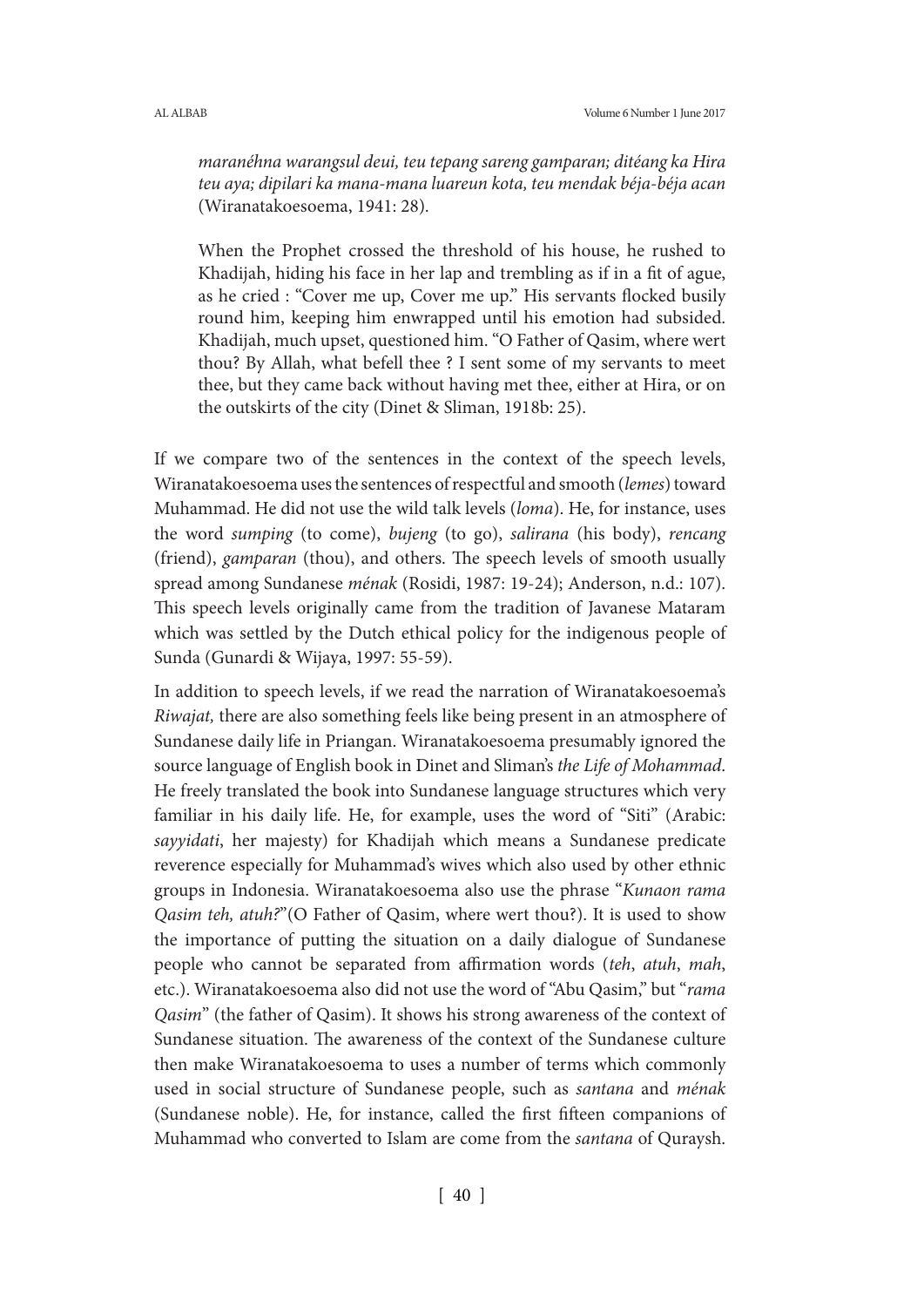> *maranéhna warangsul deui, teu tepang sareng gamparan; ditéang ka Hira teu aya; dipilari ka mana-mana luareun kota, teu mendak béja-béja acan* (Wiranatakoesoema, 1941: 28).
>
> When the Prophet crossed the threshold of his house, he rushed to Khadijah, hiding his face in her lap and trembling as if in a fit of ague, as he cried : "Cover me up, Cover me up." His servants flocked busily round him, keeping him enwrapped until his emotion had subsided. Khadijah, much upset, questioned him. "O Father of Qasim, where wert thou? By Allah, what befell thee ? I sent some of my servants to meet thee, but they came back without having met thee, either at Hira, or on the outskirts of the city (Dinet & Sliman, 1918b: 25).

If we compare two of the sentences in the context of the speech levels, Wiranatakoesoema uses the sentences of respectful and smooth (*lemes*) toward Muhammad. He did not use the wild talk levels (*loma*). He, for instance, uses the word *sumping* (to come), *bujeng* (to go), *salirana* (his body), *rencang* (friend), *gamparan* (thou), and others. The speech levels of smooth usually spread among Sundanese *ménak* (Rosidi, 1987: 19-24); Anderson, n.d.: 107). This speech levels originally came from the tradition of Javanese Mataram which was settled by the Dutch ethical policy for the indigenous people of Sunda (Gunardi & Wijaya, 1997: 55-59).

In addition to speech levels, if we read the narration of Wiranatakoesoema's *Riwajat,* there are also something feels like being present in an atmosphere of Sundanese daily life in Priangan. Wiranatakoesoema presumably ignored the source language of English book in Dinet and Sliman's *the Life of Mohammad*. He freely translated the book into Sundanese language structures which very familiar in his daily life. He, for example, uses the word of "Siti" (Arabic: *sayyidati*, her majesty) for Khadijah which means a Sundanese predicate reverence especially for Muhammad's wives which also used by other ethnic groups in Indonesia. Wiranatakoesoema also use the phrase "*Kunaon rama Qasim teh, atuh?*"(O Father of Qasim, where wert thou?). It is used to show the importance of putting the situation on a daily dialogue of Sundanese people who cannot be separated from affirmation words (*teh*, *atuh*, *mah*, etc.). Wiranatakoesoema also did not use the word of "Abu Qasim," but "*rama Qasim*" (the father of Qasim). It shows his strong awareness of the context of Sundanese situation. The awareness of the context of the Sundanese culture then make Wiranatakoesoema to uses a number of terms which commonly used in social structure of Sundanese people, such as *santana* and *ménak* (Sundanese noble). He, for instance, called the first fifteen companions of Muhammad who converted to Islam are come from the *santana* of Quraysh.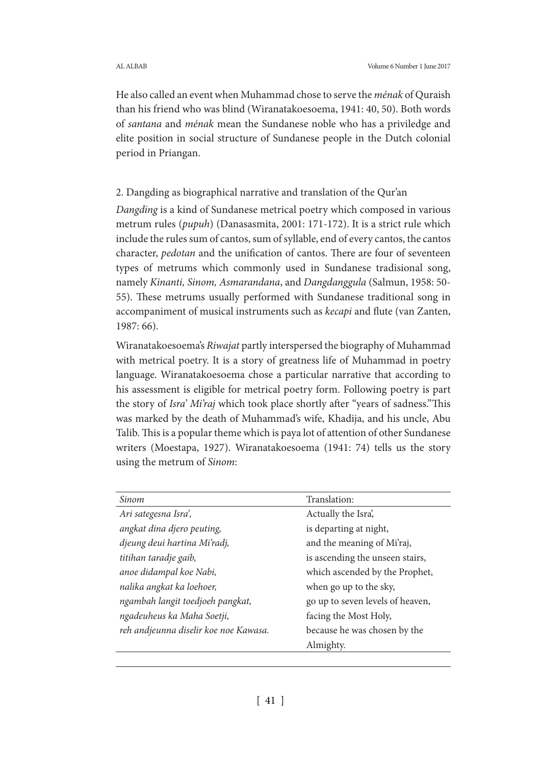He also called an event when Muhammad chose to serve the *ménak* of Quraish than his friend who was blind (Wiranatakoesoema, 1941: 40, 50). Both words of *santana* and *ménak* mean the Sundanese noble who has a priviledge and elite position in social structure of Sundanese people in the Dutch colonial period in Priangan.

2. Dangding as biographical narrative and translation of the Qur'an

*Dangding* is a kind of Sundanese metrical poetry which composed in various metrum rules (*pupuh*) (Danasasmita, 2001: 171-172). It is a strict rule which include the rules sum of cantos, sum of syllable, end of every cantos, the cantos character, *pedotan* and the unification of cantos. There are four of seventeen types of metrums which commonly used in Sundanese tradisional song, namely *Kinanti, Sinom, Asmarandana*, and *Dangdanggula* (Salmun, 1958: 50-55). These metrums usually performed with Sundanese traditional song in accompaniment of musical instruments such as *kecapi* and flute (van Zanten, 1987: 66).

Wiranatakoesoema's *Riwajat* partly interspersed the biography of Muhammad with metrical poetry. It is a story of greatness life of Muhammad in poetry language. Wiranatakoesoema chose a particular narrative that according to his assessment is eligible for metrical poetry form. Following poetry is part the story of *Isra' Mi'raj* which took place shortly after "years of sadness." This was marked by the death of Muhammad's wife, Khadija, and his uncle, Abu Talib. This is a popular theme which is paya lot of attention of other Sundanese writers (Moestapa, 1927). Wiranatakoesoema (1941: 74) tells us the story using the metrum of *Sinom*:

| *Sinom* | Translation: |
|---|---|
| *Ari sategesna Isra',* | Actually the Isra', |
| *angkat dina djero peuting,* | is departing at night, |
| *djeung deui hartina Mi'radj,* | and the meaning of Mi'raj, |
| *titihan taradje gaib,* | is ascending the unseen stairs, |
| *anoe didampal koe Nabi,* | which ascended by the Prophet, |
| *nalika angkat ka loehoer,* | when go up to the sky, |
| *ngambah langit toedjoeh pangkat,* | go up to seven levels of heaven, |
| *ngadeuheus ka Maha Soetji,* | facing the Most Holy, |
| *reh andjeunna diselir koe noe Kawasa.* | because he was chosen by the Almighty. |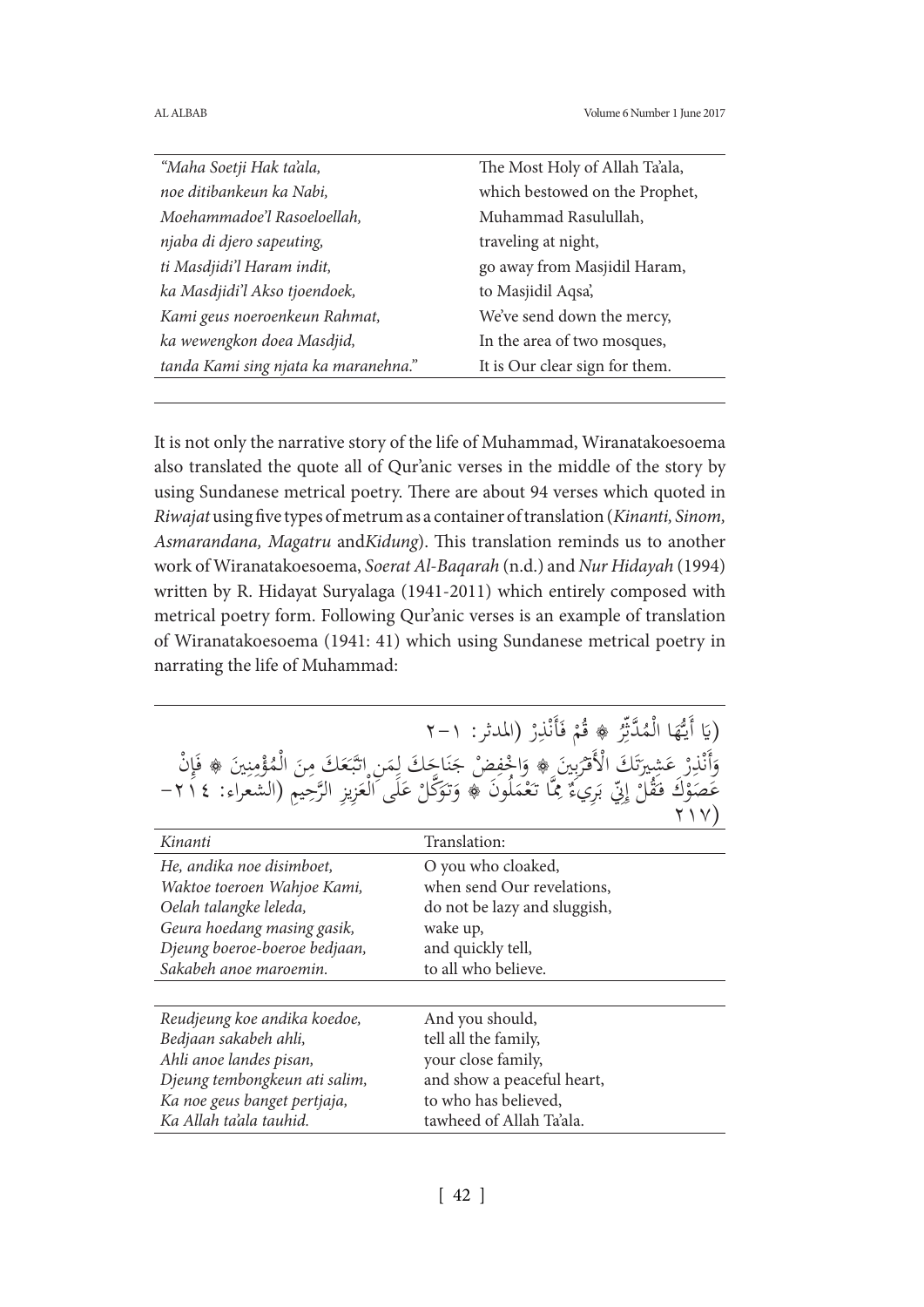| *"Maha Soetji Hak ta'ala,* | The Most Holy of Allah Ta'ala, |
|---|---|
| *noe ditibankeun ka Nabi,* | which bestowed on the Prophet, |
| *Moehammadoe'l Rasoeloellah,* | Muhammad Rasulullah, |
| *njaba di djero sapeuting,* | traveling at night, |
| *ti Masdjidi'l Haram indit,* | go away from Masjidil Haram, |
| *ka Masdjidi'l Akso tjoendoek,* | to Masjidil Aqsa', |
| *Kami geus noeroenkeun Rahmat,* | We've send down the mercy, |
| *ka wewengkon doea Masdjid,* | In the area of two mosques, |
| *tanda Kami sing njata ka maranehna."* | It is Our clear sign for them. |

It is not only the narrative story of the life of Muhammad, Wiranatakoesoema also translated the quote all of Qur'anic verses in the middle of the story by using Sundanese metrical poetry. There are about 94 verses which quoted in *Riwajat* using five types of metrum as a container of translation (*Kinanti, Sinom, Asmarandana, Magatru* and*Kidung*). This translation reminds us to another work of Wiranatakoesoema, *Soerat Al-Baqarah* (n.d.) and *Nur Hidayah* (1994) written by R. Hidayat Suryalaga (1941-2011) which entirely composed with metrical poetry form. Following Qur'anic verses is an example of translation of Wiranatakoesoema (1941: 41) which using Sundanese metrical poetry in narrating the life of Muhammad:

(يَا أَيُّهَا الْمُدَّثِّرُ ۞ قُمْ فَأَنْذِرْ (المدثر: ١-٢
وَأَنْذِرْ عَشِيرَتَكَ الْأَقْرَبِينَ ۞ وَاخْفِضْ جَنَاحَكَ لِمَنِ اتَّبَعَكَ مِنَ الْمُؤْمِنِينَ ۞ فَإِنْ عَصَوْكَ فَقُلْ إِنِّي بَرِيءٌ مِمَّا تَعْمَلُونَ ۞ وَتَوَكَّلْ عَلَى الْعَزِيزِ الرَّحِيمِ (الشعراء: ٢١٤-٢١٧)

| *Kinanti* | Translation: |
|---|---|
| *He, andika noe disimboet,* | O you who cloaked, |
| *Waktoe toeroen Wahjoe Kami,* | when send Our revelations, |
| *Oelah talangke leleda,* | do not be lazy and sluggish, |
| *Geura hoedang masing gasik,* | wake up, |
| *Djeung boeroe-boeroe bedjaan,* | and quickly tell, |
| *Sakabeh anoe maroemin.* | to all who believe. |

| *Reudjeung koe andika koedoe,* | And you should, |
|---|---|
| *Bedjaan sakabeh ahli,* | tell all the family, |
| *Ahli anoe landes pisan,* | your close family, |
| *Djeung tembongkeun ati salim,* | and show a peaceful heart, |
| *Ka noe geus banget pertjaja,* | to who has believed, |
| *Ka Allah ta'ala tauhid.* | tawheed of Allah Ta'ala. |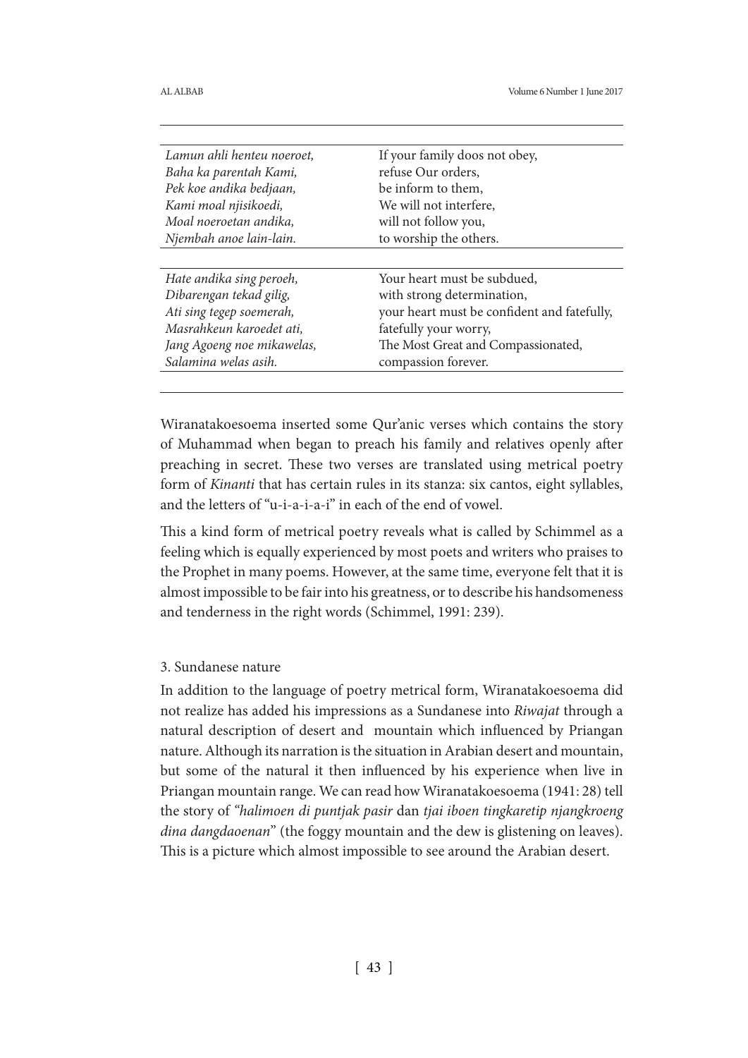| | |
|---|---|
| *Lamun ahli henteu noeroet,* | If your family doos not obey, |
| *Baha ka parentah Kami,* | refuse Our orders, |
| *Pek koe andika bedjaan,* | be inform to them, |
| *Kami moal njisikoedi,* | We will not interfere, |
| *Moal noeroetan andika,* | will not follow you, |
| *Njembah anoe lain-lain.* | to worship the others. |
| *Hate andika sing peroeh,* | Your heart must be subdued, |
| *Dibarengan tekad gilig,* | with strong determination, |
| *Ati sing tegep soemerah,* | your heart must be confident and fatefully, |
| *Masrahkeun karoedet ati,* | fatefully your worry, |
| *Jang Agoeng noe mikawelas,* | The Most Great and Compassionated, |
| *Salamina welas asih.* | compassion forever. |

Wiranatakoesoema inserted some Qur'anic verses which contains the story of Muhammad when began to preach his family and relatives openly after preaching in secret. These two verses are translated using metrical poetry form of *Kinanti* that has certain rules in its stanza: six cantos, eight syllables, and the letters of "u-i-a-i-a-i" in each of the end of vowel.

This a kind form of metrical poetry reveals what is called by Schimmel as a feeling which is equally experienced by most poets and writers who praises to the Prophet in many poems. However, at the same time, everyone felt that it is almost impossible to be fair into his greatness, or to describe his handsomeness and tenderness in the right words (Schimmel, 1991: 239).

3. Sundanese nature

In addition to the language of poetry metrical form, Wiranatakoesoema did not realize has added his impressions as a Sundanese into *Riwajat* through a natural description of desert and mountain which influenced by Priangan nature. Although its narration is the situation in Arabian desert and mountain, but some of the natural it then influenced by his experience when live in Priangan mountain range. We can read how Wiranatakoesoema (1941: 28) tell the story of *"halimoen di puntjak pasir* dan *tjai iboen tingkaretip njangkroeng dina dangdaoenan*" (the foggy mountain and the dew is glistening on leaves). This is a picture which almost impossible to see around the Arabian desert.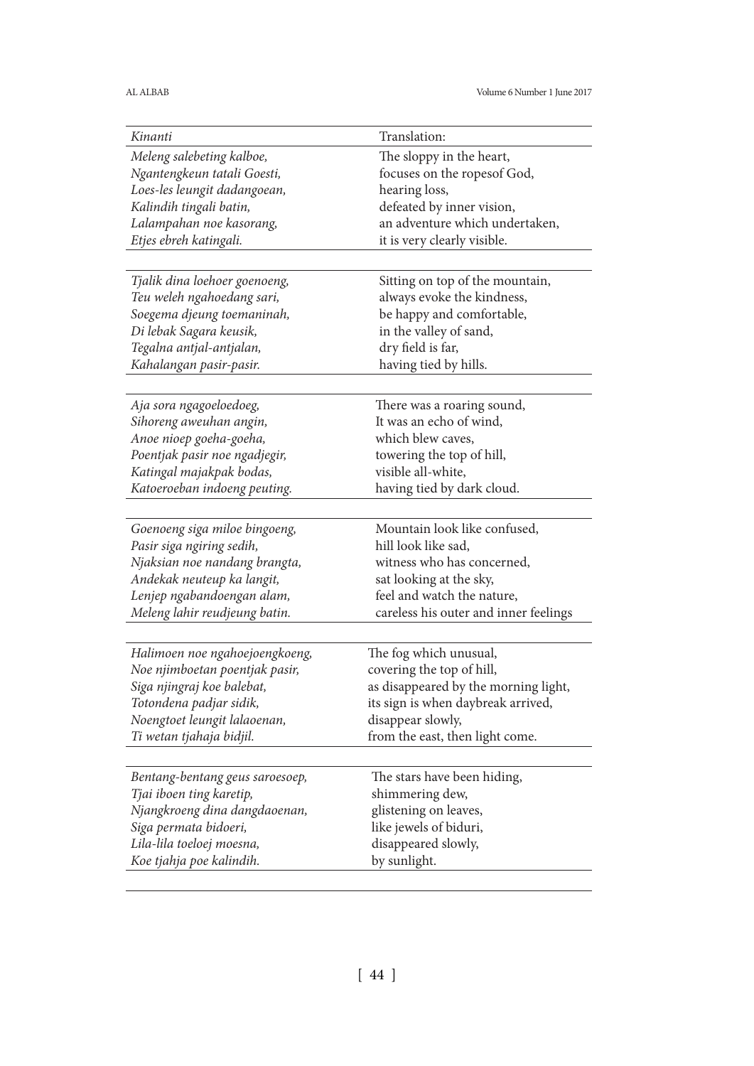| *Kinanti* | Translation: |
|---|---|
| *Meleng salebeting kalboe,* | The sloppy in the heart, |
| *Ngantengkeun tatali Goesti,* | focuses on the ropesof God, |
| *Loes-les leungit dadangoean,* | hearing loss, |
| *Kalindih tingali batin,* | defeated by inner vision, |
| *Lalampahan noe kasorang,* | an adventure which undertaken, |
| *Etjes ebreh katingali.* | it is very clearly visible. |
| | |
| *Tjalik dina loehoer goenoeng,* | Sitting on top of the mountain, |
| *Teu weleh ngahoedang sari,* | always evoke the kindness, |
| *Soegema djeung toemaninah,* | be happy and comfortable, |
| *Di lebak Sagara keusik,* | in the valley of sand, |
| *Tegalna antjal-antjalan,* | dry field is far, |
| *Kahalangan pasir-pasir.* | having tied by hills. |
| | |
| *Aja sora ngagoeloedoeg,* | There was a roaring sound, |
| *Sihoreng aweuhan angin,* | It was an echo of wind, |
| *Anoe nioep goeha-goeha,* | which blew caves, |
| *Poentjak pasir noe ngadjegir,* | towering the top of hill, |
| *Katingal majakpak bodas,* | visible all-white, |
| *Katoeroeban indoeng peuting.* | having tied by dark cloud. |
| | |
| *Goenoeng siga miloe bingoeng,* | Mountain look like confused, |
| *Pasir siga ngiring sedih,* | hill look like sad, |
| *Njaksian noe nandang brangta,* | witness who has concerned, |
| *Andekak neuteup ka langit,* | sat looking at the sky, |
| *Lenjep ngabandoengan alam,* | feel and watch the nature, |
| *Meleng lahir reudjeung batin.* | careless his outer and inner feelings |
| | |
| *Halimoen noe ngahoejoengkoeng,* | The fog which unusual, |
| *Noe njimboetan poentjak pasir,* | covering the top of hill, |
| *Siga njingraj koe balebat,* | as disappeared by the morning light, |
| *Totondena padjar sidik,* | its sign is when daybreak arrived, |
| *Noengtoet leungit lalaoenan,* | disappear slowly, |
| *Ti wetan tjahaja bidjil.* | from the east, then light come. |
| | |
| *Bentang-bentang geus saroesoep,* | The stars have been hiding, |
| *Tjai iboen ting karetip,* | shimmering dew, |
| *Njangkroeng dina dangdaoenan,* | glistening on leaves, |
| *Siga permata bidoeri,* | like jewels of biduri, |
| *Lila-lila toeloej moesna,* | disappeared slowly, |
| *Koe tjahja poe kalindih.* | by sunlight. |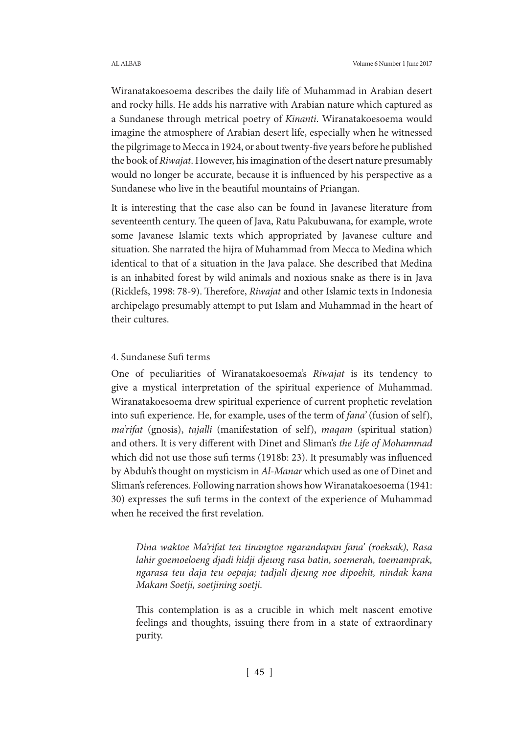Wiranatakoesoema describes the daily life of Muhammad in Arabian desert and rocky hills. He adds his narrative with Arabian nature which captured as a Sundanese through metrical poetry of *Kinanti*. Wiranatakoesoema would imagine the atmosphere of Arabian desert life, especially when he witnessed the pilgrimage to Mecca in 1924, or about twenty-five years before he published the book of *Riwajat*. However, his imagination of the desert nature presumably would no longer be accurate, because it is influenced by his perspective as a Sundanese who live in the beautiful mountains of Priangan.

It is interesting that the case also can be found in Javanese literature from seventeenth century. The queen of Java, Ratu Pakubuwana, for example, wrote some Javanese Islamic texts which appropriated by Javanese culture and situation. She narrated the hijra of Muhammad from Mecca to Medina which identical to that of a situation in the Java palace. She described that Medina is an inhabited forest by wild animals and noxious snake as there is in Java (Ricklefs, 1998: 78-9). Therefore, *Riwajat* and other Islamic texts in Indonesia archipelago presumably attempt to put Islam and Muhammad in the heart of their cultures.

### 4. Sundanese Sufi terms

One of peculiarities of Wiranatakoesoema's *Riwajat* is its tendency to give a mystical interpretation of the spiritual experience of Muhammad. Wiranatakoesoema drew spiritual experience of current prophetic revelation into sufi experience. He, for example, uses of the term of *fana'* (fusion of self), *ma'rifat* (gnosis), *tajalli* (manifestation of self), *maqam* (spiritual station) and others. It is very different with Dinet and Sliman's *the Life of Mohammad* which did not use those sufi terms (1918b: 23). It presumably was influenced by Abduh's thought on mysticism in *Al-Manar* which used as one of Dinet and Sliman's references. Following narration shows how Wiranatakoesoema (1941: 30) expresses the sufi terms in the context of the experience of Muhammad when he received the first revelation.

> *Dina waktoe Ma'rifat tea tinangtoe ngarandapan fana' (roeksak), Rasa lahir goemoeloeng djadi hidji djeung rasa batin, soemerah, toemamprak, ngarasa teu daja teu oepaja; tadjali djeung noe dipoehit, nindak kana Makam Soetji, soetjining soetji.*
>
> This contemplation is as a crucible in which melt nascent emotive feelings and thoughts, issuing there from in a state of extraordinary purity.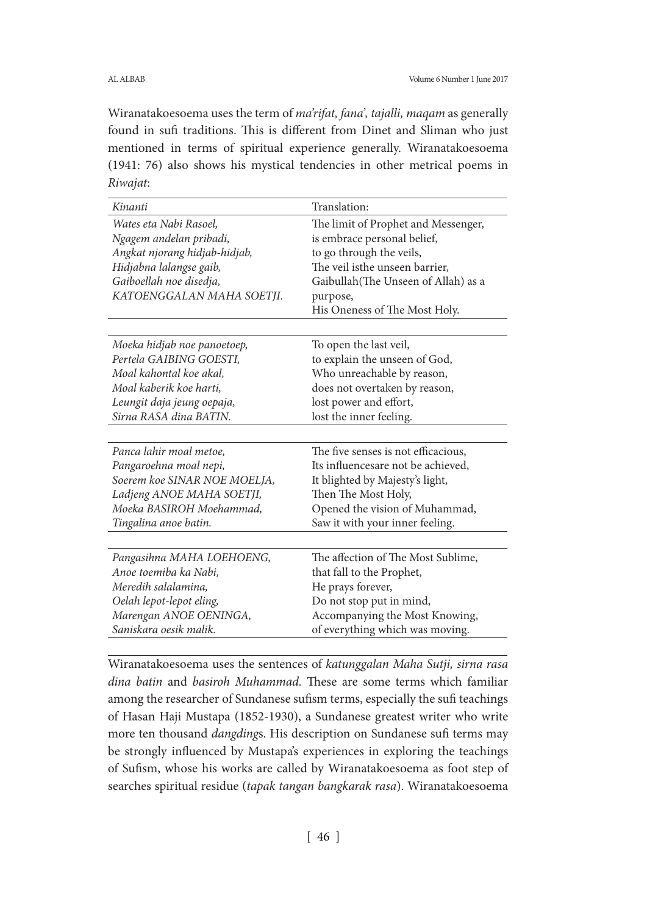Wiranatakoesoema uses the term of *ma'rifat, fana', tajalli, maqam* as generally found in sufi traditions. This is different from Dinet and Sliman who just mentioned in terms of spiritual experience generally. Wiranatakoesoema (1941: 76) also shows his mystical tendencies in other metrical poems in *Riwajat*:

| *Kinanti* | Translation: |
|---|---|
| *Wates eta Nabi Rasoel,*<br>*Ngagem andelan pribadi,*<br>*Angkat njorang hidjab-hidjab,*<br>*Hidjabna lalangse gaib,*<br>*Gaiboellah noe disedja,*<br>*KATOENGGALAN MAHA SOETJI.* | The limit of Prophet and Messenger,<br>is embrace personal belief,<br>to go through the veils,<br>The veil isthe unseen barrier,<br>Gaibullah(The Unseen of Allah) as a purpose,<br>His Oneness of The Most Holy. |
| *Moeka hidjab noe panoetoep,*<br>*Pertela GAIBING GOESTI,*<br>*Moal kahontal koe akal,*<br>*Moal kaberik koe harti,*<br>*Leungit daja jeung oepaja,*<br>*Sirna RASA dina BATIN.* | To open the last veil,<br>to explain the unseen of God,<br>Who unreachable by reason,<br>does not overtaken by reason,<br>lost power and effort,<br>lost the inner feeling. |
| *Panca lahir moal metoe,*<br>*Pangaroehna moal nepi,*<br>*Soerem koe SINAR NOE MOELJA,*<br>*Ladjeng ANOE MAHA SOETJI,*<br>*Moeka BASIROH Moehammad,*<br>*Tingalina anoe batin.* | The five senses is not efficacious,<br>Its influencesare not be achieved,<br>It blighted by Majesty's light,<br>Then The Most Holy,<br>Opened the vision of Muhammad,<br>Saw it with your inner feeling. |
| *Pangasihna MAHA LOEHOENG,*<br>*Anoe toemiba ka Nabi,*<br>*Meredih salalamina,*<br>*Oelah lepot-lepot eling,*<br>*Marengan ANOE OENINGA,*<br>*Saniskara oesik malik.* | The affection of The Most Sublime,<br>that fall to the Prophet,<br>He prays forever,<br>Do not stop put in mind,<br>Accompanying the Most Knowing,<br>of everything which was moving. |

Wiranatakoesoema uses the sentences of *katunggalan Maha Sutji, sirna rasa dina batin* and *basiroh Muhammad.* These are some terms which familiar among the researcher of Sundanese sufism terms, especially the sufi teachings of Hasan Haji Mustapa (1852-1930), a Sundanese greatest writer who write more ten thousand *dangding*s. His description on Sundanese sufi terms may be strongly influenced by Mustapa's experiences in exploring the teachings of Sufism, whose his works are called by Wiranatakoesoema as foot step of searches spiritual residue (*tapak tangan bangkarak rasa*). Wiranatakoesoema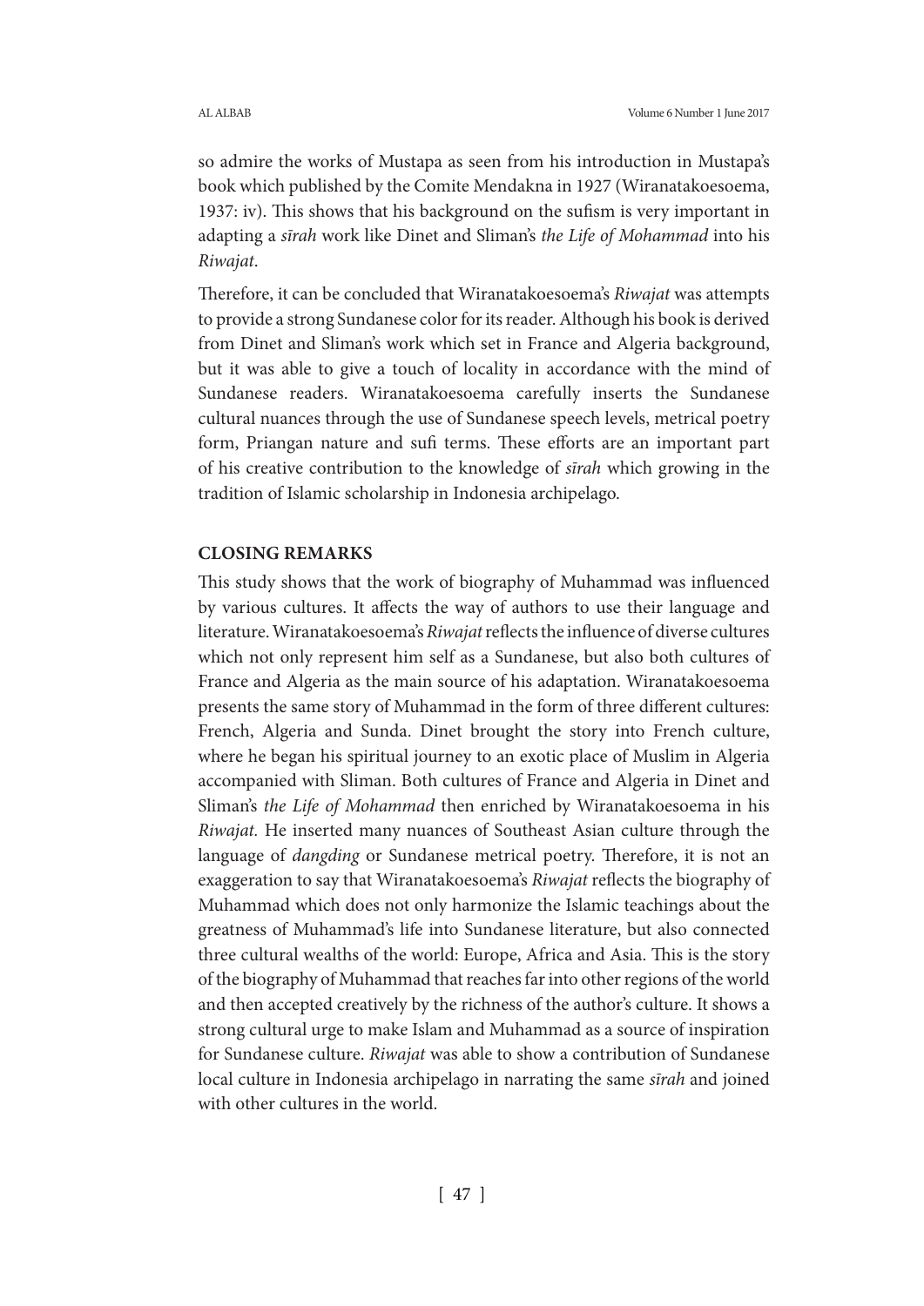so admire the works of Mustapa as seen from his introduction in Mustapa's book which published by the Comite Mendakna in 1927 (Wiranatakoesoema, 1937: iv). This shows that his background on the sufism is very important in adapting a *sīrah* work like Dinet and Sliman's *the Life of Mohammad* into his *Riwajat*.

Therefore, it can be concluded that Wiranatakoesoema's *Riwajat* was attempts to provide a strong Sundanese color for its reader. Although his book is derived from Dinet and Sliman's work which set in France and Algeria background, but it was able to give a touch of locality in accordance with the mind of Sundanese readers. Wiranatakoesoema carefully inserts the Sundanese cultural nuances through the use of Sundanese speech levels, metrical poetry form, Priangan nature and sufi terms. These efforts are an important part of his creative contribution to the knowledge of *sīrah* which growing in the tradition of Islamic scholarship in Indonesia archipelago.

## CLOSING REMARKS

This study shows that the work of biography of Muhammad was influenced by various cultures. It affects the way of authors to use their language and literature. Wiranatakoesoema's *Riwajat* reflects the influence of diverse cultures which not only represent him self as a Sundanese, but also both cultures of France and Algeria as the main source of his adaptation. Wiranatakoesoema presents the same story of Muhammad in the form of three different cultures: French, Algeria and Sunda. Dinet brought the story into French culture, where he began his spiritual journey to an exotic place of Muslim in Algeria accompanied with Sliman. Both cultures of France and Algeria in Dinet and Sliman's *the Life of Mohammad* then enriched by Wiranatakoesoema in his *Riwajat.* He inserted many nuances of Southeast Asian culture through the language of *dangding* or Sundanese metrical poetry. Therefore, it is not an exaggeration to say that Wiranatakoesoema's *Riwajat* reflects the biography of Muhammad which does not only harmonize the Islamic teachings about the greatness of Muhammad's life into Sundanese literature, but also connected three cultural wealths of the world: Europe, Africa and Asia. This is the story of the biography of Muhammad that reaches far into other regions of the world and then accepted creatively by the richness of the author's culture. It shows a strong cultural urge to make Islam and Muhammad as a source of inspiration for Sundanese culture. *Riwajat* was able to show a contribution of Sundanese local culture in Indonesia archipelago in narrating the same *sīrah* and joined with other cultures in the world.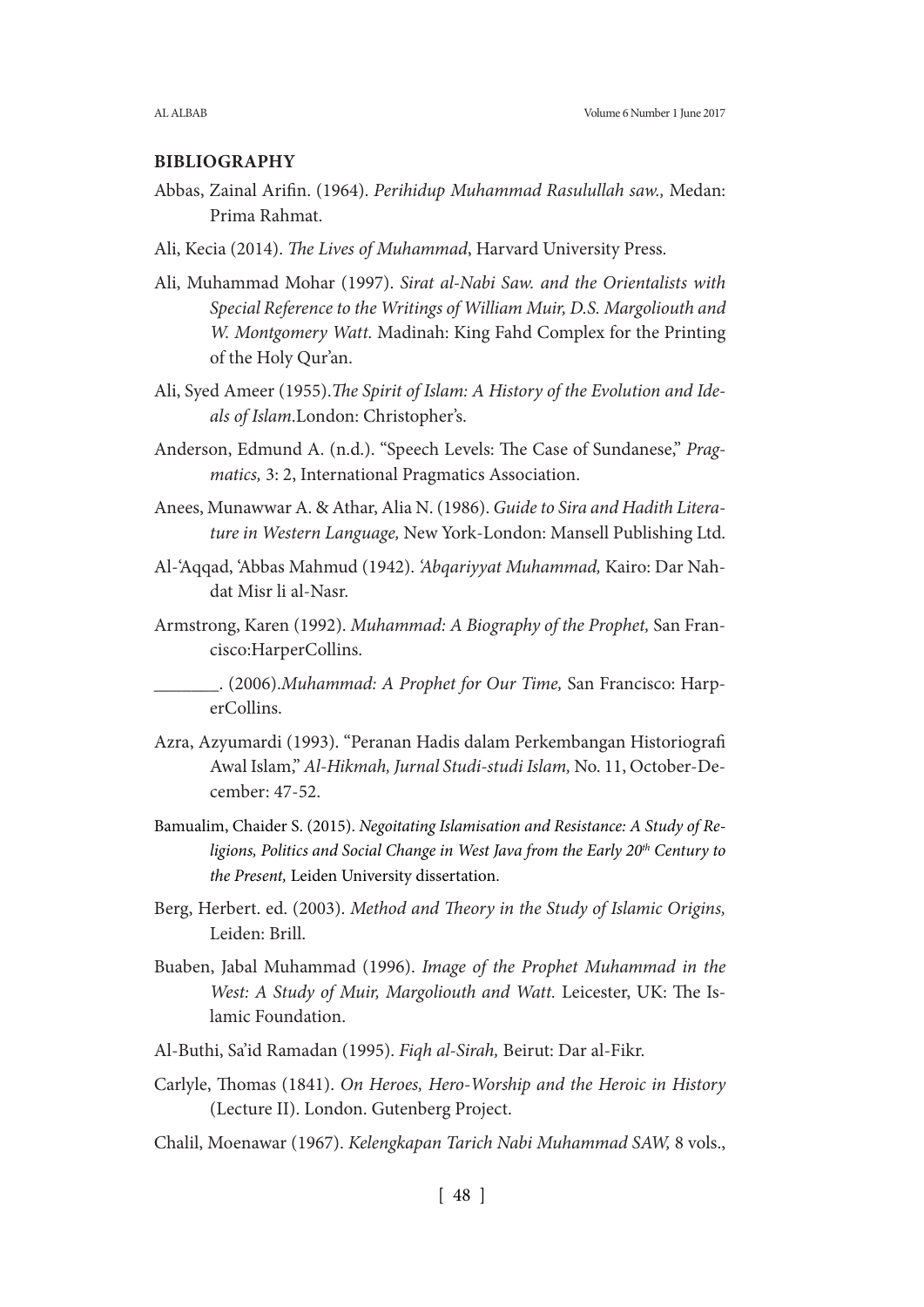## BIBLIOGRAPHY

Abbas, Zainal Arifin. (1964). *Perihidup Muhammad Rasulullah saw.,* Medan: Prima Rahmat.

Ali, Kecia (2014). *The Lives of Muhammad*, Harvard University Press.

Ali, Muhammad Mohar (1997). *Sirat al-Nabi Saw. and the Orientalists with Special Reference to the Writings of William Muir, D.S. Margoliouth and W. Montgomery Watt.* Madinah: King Fahd Complex for the Printing of the Holy Qur'an.

Ali, Syed Ameer (1955).*The Spirit of Islam: A History of the Evolution and Ideals of Islam*.London: Christopher's.

Anderson, Edmund A. (n.d.). "Speech Levels: The Case of Sundanese," *Pragmatics,* 3: 2, International Pragmatics Association.

Anees, Munawwar A. & Athar, Alia N. (1986). *Guide to Sira and Hadith Literature in Western Language,* New York-London: Mansell Publishing Ltd.

Al-'Aqqad, 'Abbas Mahmud (1942). *'Abqariyyat Muhammad,* Kairo: Dar Nahdat Misr li al-Nasr.

Armstrong, Karen (1992). *Muhammad: A Biography of the Prophet,* San Francisco:HarperCollins.

_______. (2006).*Muhammad: A Prophet for Our Time,* San Francisco: HarperCollins.

Azra, Azyumardi (1993). "Peranan Hadis dalam Perkembangan Historiografi Awal Islam," *Al-Hikmah, Jurnal Studi-studi Islam,* No. 11, October-December: 47-52.

Bamualim, Chaider S. (2015). *Negoitating Islamisation and Resistance: A Study of Religions, Politics and Social Change in West Java from the Early 20th Century to the Present,* Leiden University dissertation.

Berg, Herbert. ed. (2003). *Method and Theory in the Study of Islamic Origins,* Leiden: Brill.

Buaben, Jabal Muhammad (1996). *Image of the Prophet Muhammad in the West: A Study of Muir, Margoliouth and Watt.* Leicester, UK: The Islamic Foundation.

Al-Buthi, Sa'id Ramadan (1995). *Fiqh al-Sirah,* Beirut: Dar al-Fikr.

Carlyle, Thomas (1841). *On Heroes, Hero-Worship and the Heroic in History* (Lecture II). London. Gutenberg Project.

Chalil, Moenawar (1967). *Kelengkapan Tarich Nabi Muhammad SAW,* 8 vols.,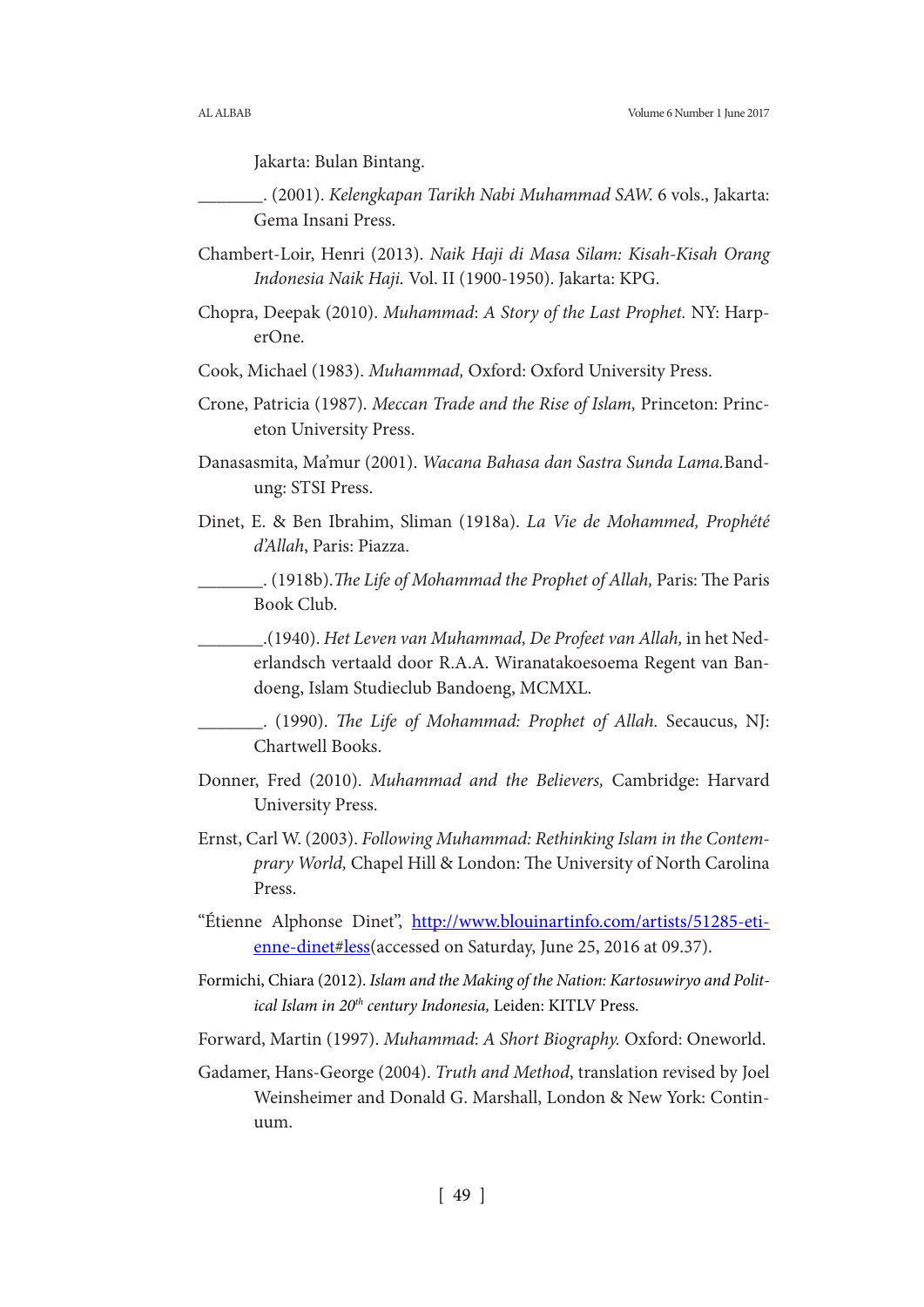Jakarta: Bulan Bintang.

_______. (2001). *Kelengkapan Tarikh Nabi Muhammad SAW.* 6 vols., Jakarta: Gema Insani Press.

Chambert-Loir, Henri (2013). *Naik Haji di Masa Silam: Kisah-Kisah Orang Indonesia Naik Haji.* Vol. II (1900-1950). Jakarta: KPG.

Chopra, Deepak (2010). *Muhammad: A Story of the Last Prophet.* NY: HarperOne.

Cook, Michael (1983). *Muhammad,* Oxford: Oxford University Press.

Crone, Patricia (1987). *Meccan Trade and the Rise of Islam,* Princeton: Princeton University Press.

Danasasmita, Ma'mur (2001). *Wacana Bahasa dan Sastra Sunda Lama.*Bandung: STSI Press.

Dinet, E. & Ben Ibrahim, Sliman (1918a). *La Vie de Mohammed, Prophété d'Allah*, Paris: Piazza.

_______. (1918b).*The Life of Mohammad the Prophet of Allah,* Paris: The Paris Book Club.

_______.(1940). *Het Leven van Muhammad, De Profeet van Allah,* in het Nederlandsch vertaald door R.A.A. Wiranatakoesoema Regent van Bandoeng, Islam Studieclub Bandoeng, MCMXL.

_______. (1990). *The Life of Mohammad: Prophet of Allah.* Secaucus, NJ: Chartwell Books.

Donner, Fred (2010). *Muhammad and the Believers,* Cambridge: Harvard University Press.

Ernst, Carl W. (2003). *Following Muhammad: Rethinking Islam in the Contemprary World,* Chapel Hill & London: The University of North Carolina Press.

"Étienne Alphonse Dinet", http://www.blouinartinfo.com/artists/51285-etienne-dinet#less(accessed on Saturday, June 25, 2016 at 09.37).

Formichi, Chiara (2012). *Islam and the Making of the Nation: Kartosuwiryo and Political Islam in 20th century Indonesia,* Leiden: KITLV Press.

Forward, Martin (1997). *Muhammad: A Short Biography.* Oxford: Oneworld.

Gadamer, Hans-George (2004). *Truth and Method*, translation revised by Joel Weinsheimer and Donald G. Marshall, London & New York: Continuum.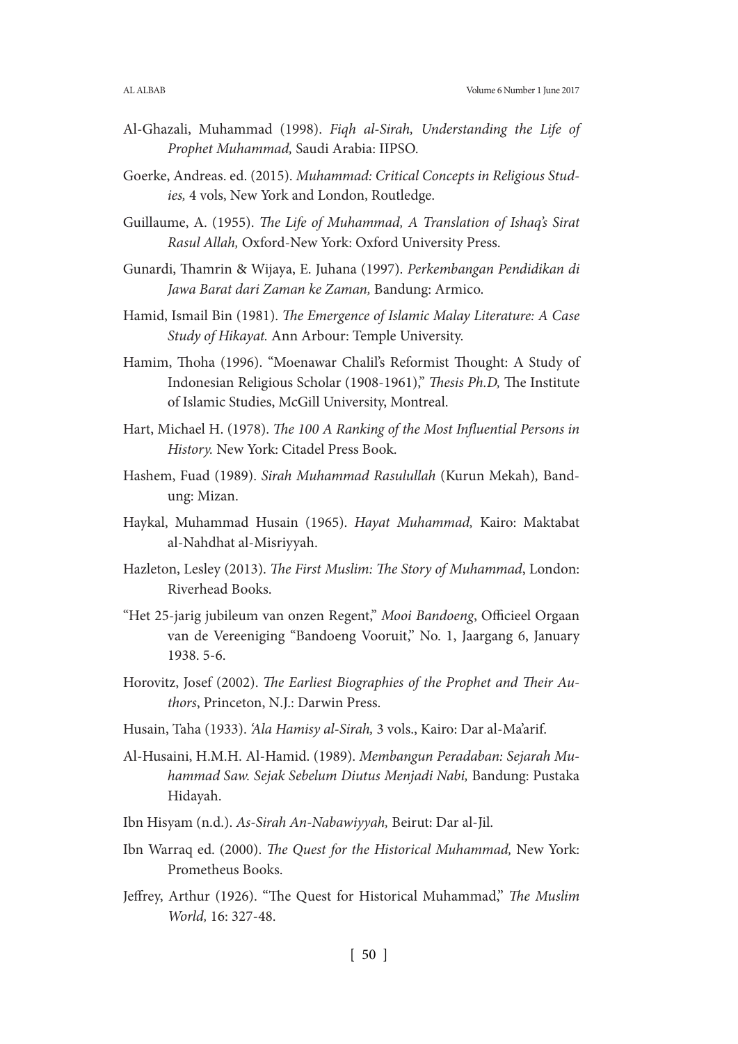Al-Ghazali, Muhammad (1998). *Fiqh al-Sirah, Understanding the Life of Prophet Muhammad,* Saudi Arabia: IIPSO.

Goerke, Andreas. ed. (2015). *Muhammad: Critical Concepts in Religious Studies,* 4 vols, New York and London, Routledge.

Guillaume, A. (1955). *The Life of Muhammad, A Translation of Ishaq's Sirat Rasul Allah,* Oxford-New York: Oxford University Press.

Gunardi, Thamrin & Wijaya, E. Juhana (1997). *Perkembangan Pendidikan di Jawa Barat dari Zaman ke Zaman,* Bandung: Armico.

Hamid, Ismail Bin (1981). *The Emergence of Islamic Malay Literature: A Case Study of Hikayat.* Ann Arbour: Temple University.

Hamim, Thoha (1996). "Moenawar Chalil's Reformist Thought: A Study of Indonesian Religious Scholar (1908-1961)," *Thesis Ph.D,* The Institute of Islamic Studies, McGill University, Montreal.

Hart, Michael H. (1978). *The 100 A Ranking of the Most Influential Persons in History.* New York: Citadel Press Book.

Hashem, Fuad (1989). *Sirah Muhammad Rasulullah* (Kurun Mekah)*,* Bandung: Mizan.

Haykal, Muhammad Husain (1965). *Hayat Muhammad,* Kairo: Maktabat al-Nahdhat al-Misriyyah.

Hazleton, Lesley (2013). *The First Muslim: The Story of Muhammad*, London: Riverhead Books.

"Het 25-jarig jubileum van onzen Regent," *Mooi Bandoeng*, Officieel Orgaan van de Vereeniging "Bandoeng Vooruit," No. 1, Jaargang 6, January 1938. 5-6.

Horovitz, Josef (2002). *The Earliest Biographies of the Prophet and Their Authors*, Princeton, N.J.: Darwin Press.

Husain, Taha (1933). *'Ala Hamisy al-Sirah,* 3 vols., Kairo: Dar al-Ma'arif.

Al-Husaini, H.M.H. Al-Hamid. (1989). *Membangun Peradaban: Sejarah Muhammad Saw. Sejak Sebelum Diutus Menjadi Nabi,* Bandung: Pustaka Hidayah.

Ibn Hisyam (n.d.). *As-Sirah An-Nabawiyyah,* Beirut: Dar al-Jil.

Ibn Warraq ed. (2000). *The Quest for the Historical Muhammad,* New York: Prometheus Books.

Jeffrey, Arthur (1926). "The Quest for Historical Muhammad," *The Muslim World,* 16: 327-48.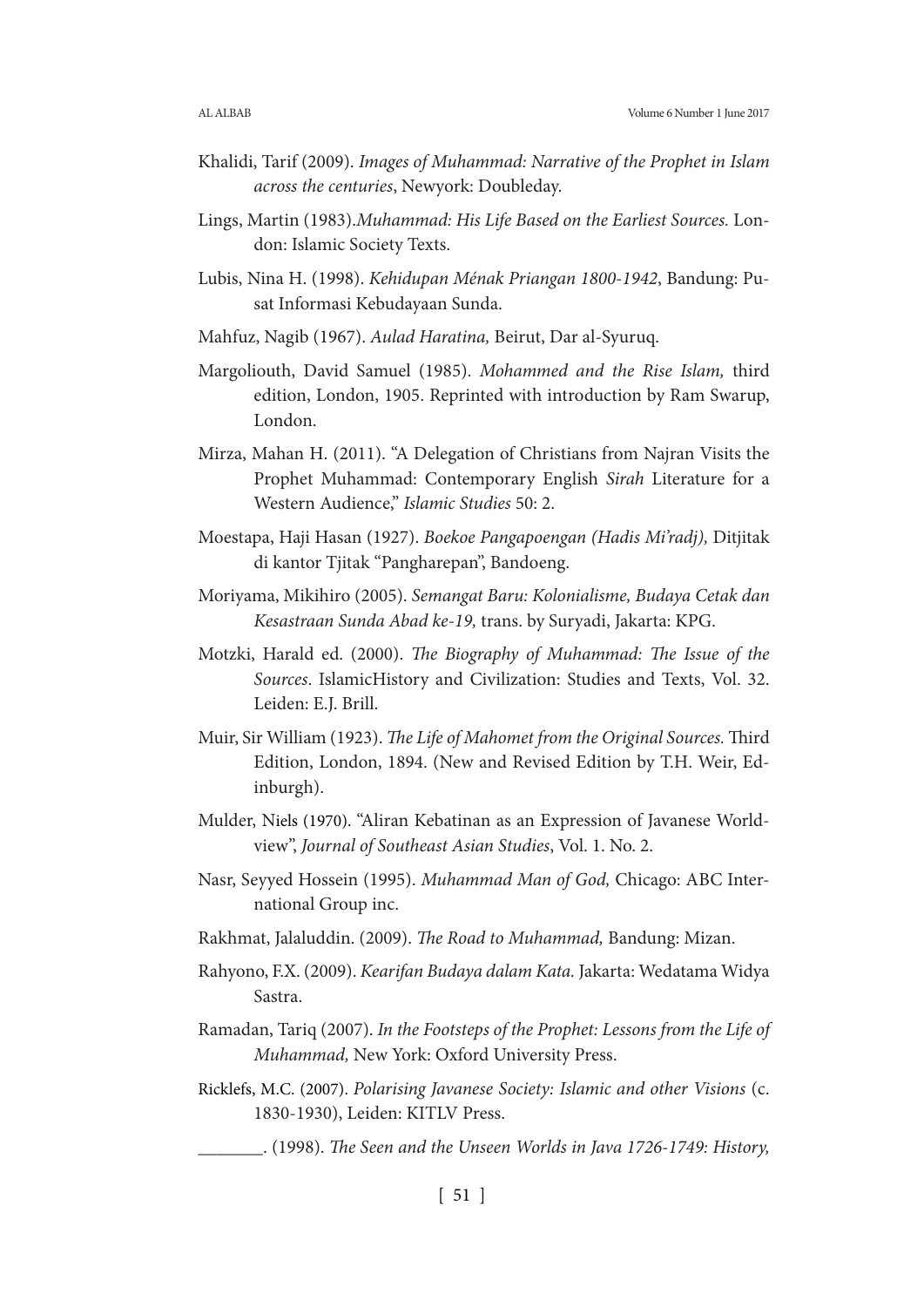Khalidi, Tarif (2009). *Images of Muhammad: Narrative of the Prophet in Islam across the centuries*, Newyork: Doubleday.

Lings, Martin (1983).*Muhammad: His Life Based on the Earliest Sources.* London: Islamic Society Texts.

Lubis, Nina H. (1998). *Kehidupan Ménak Priangan 1800-1942*, Bandung: Pusat Informasi Kebudayaan Sunda.

Mahfuz, Nagib (1967). *Aulad Haratina,* Beirut, Dar al-Syuruq.

Margoliouth, David Samuel (1985). *Mohammed and the Rise Islam,* third edition, London, 1905. Reprinted with introduction by Ram Swarup, London.

Mirza, Mahan H. (2011). "A Delegation of Christians from Najran Visits the Prophet Muhammad: Contemporary English *Sirah* Literature for a Western Audience," *Islamic Studies* 50: 2.

Moestapa, Haji Hasan (1927). *Boekoe Pangapoengan (Hadis Mi'radj),* Ditjitak di kantor Tjitak "Pangharepan", Bandoeng.

Moriyama, Mikihiro (2005). *Semangat Baru: Kolonialisme, Budaya Cetak dan Kesastraan Sunda Abad ke-19,* trans. by Suryadi, Jakarta: KPG.

Motzki, Harald ed. (2000). *The Biography of Muhammad: The Issue of the Sources*. IslamicHistory and Civilization: Studies and Texts, Vol. 32. Leiden: E.J. Brill.

Muir, Sir William (1923). *The Life of Mahomet from the Original Sources.* Third Edition, London, 1894. (New and Revised Edition by T.H. Weir, Edinburgh).

Mulder, Niels (1970). "Aliran Kebatinan as an Expression of Javanese Worldview", *Journal of Southeast Asian Studies*, Vol. 1. No. 2.

Nasr, Seyyed Hossein (1995). *Muhammad Man of God,* Chicago: ABC International Group inc.

Rakhmat, Jalaluddin. (2009). *The Road to Muhammad,* Bandung: Mizan.

Rahyono, F.X. (2009). *Kearifan Budaya dalam Kata.* Jakarta: Wedatama Widya Sastra.

Ramadan, Tariq (2007). *In the Footsteps of the Prophet: Lessons from the Life of Muhammad,* New York: Oxford University Press.

Ricklefs, M.C. (2007). *Polarising Javanese Society: Islamic and other Visions* (c. 1830-1930), Leiden: KITLV Press.

_______. (1998). *The Seen and the Unseen Worlds in Java 1726-1749: History,*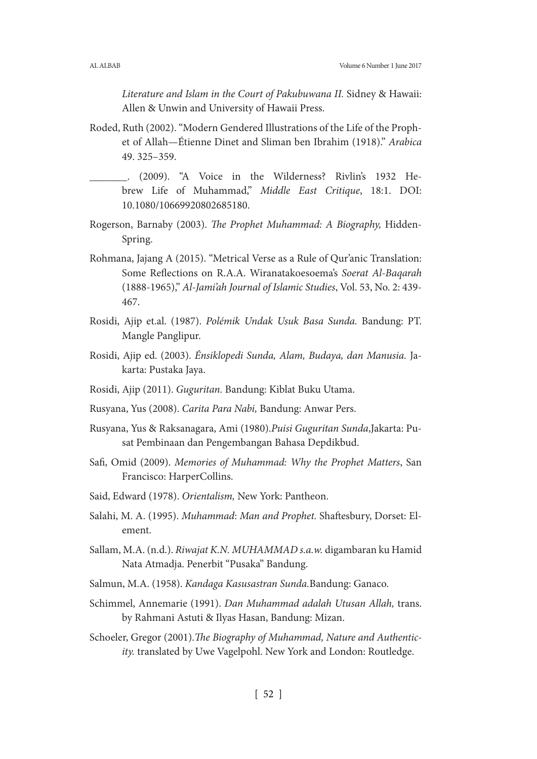*Literature and Islam in the Court of Pakubuwana II.* Sidney & Hawaii: Allen & Unwin and University of Hawaii Press.

Roded, Ruth (2002). "Modern Gendered Illustrations of the Life of the Prophet of Allah—Étienne Dinet and Sliman ben Ibrahim (1918)." *Arabica* 49. 325–359.

_______. (2009). "A Voice in the Wilderness? Rivlin's 1932 Hebrew Life of Muhammad," *Middle East Critique*, 18:1. DOI: 10.1080/10669920802685180.

Rogerson, Barnaby (2003). *The Prophet Muhammad: A Biography,* Hidden-Spring.

Rohmana, Jajang A (2015). "Metrical Verse as a Rule of Qur'anic Translation: Some Reflections on R.A.A. Wiranatakoesoema's *Soerat Al-Baqarah* (1888-1965)," *Al-Jami'ah Journal of Islamic Studies*, Vol. 53, No. 2: 439-467.

Rosidi, Ajip et.al. (1987). *Polémik Undak Usuk Basa Sunda.* Bandung: PT. Mangle Panglipur.

Rosidi, Ajip ed. (2003). *Énsiklopedi Sunda, Alam, Budaya, dan Manusia.* Jakarta: Pustaka Jaya.

Rosidi, Ajip (2011). *Guguritan.* Bandung: Kiblat Buku Utama.

Rusyana, Yus (2008). *Carita Para Nabi,* Bandung: Anwar Pers.

Rusyana, Yus & Raksanagara, Ami (1980).*Puisi Guguritan Sunda*,Jakarta: Pusat Pembinaan dan Pengembangan Bahasa Depdikbud.

Safi, Omid (2009). *Memories of Muhammad: Why the Prophet Matters*, San Francisco: HarperCollins.

Said, Edward (1978). *Orientalism,* New York: Pantheon.

Salahi, M. A. (1995). *Muhammad: Man and Prophet.* Shaftesbury, Dorset: Element.

Sallam, M.A. (n.d.). *Riwajat K.N. MUHAMMAD s.a.w.* digambaran ku Hamid Nata Atmadja. Penerbit "Pusaka" Bandung.

Salmun, M.A. (1958). *Kandaga Kasusastran Sunda.*Bandung: Ganaco.

Schimmel, Annemarie (1991). *Dan Muhammad adalah Utusan Allah,* trans. by Rahmani Astuti & Ilyas Hasan, Bandung: Mizan.

Schoeler, Gregor (2001).*The Biography of Muhammad, Nature and Authenticity.* translated by Uwe Vagelpohl. New York and London: Routledge.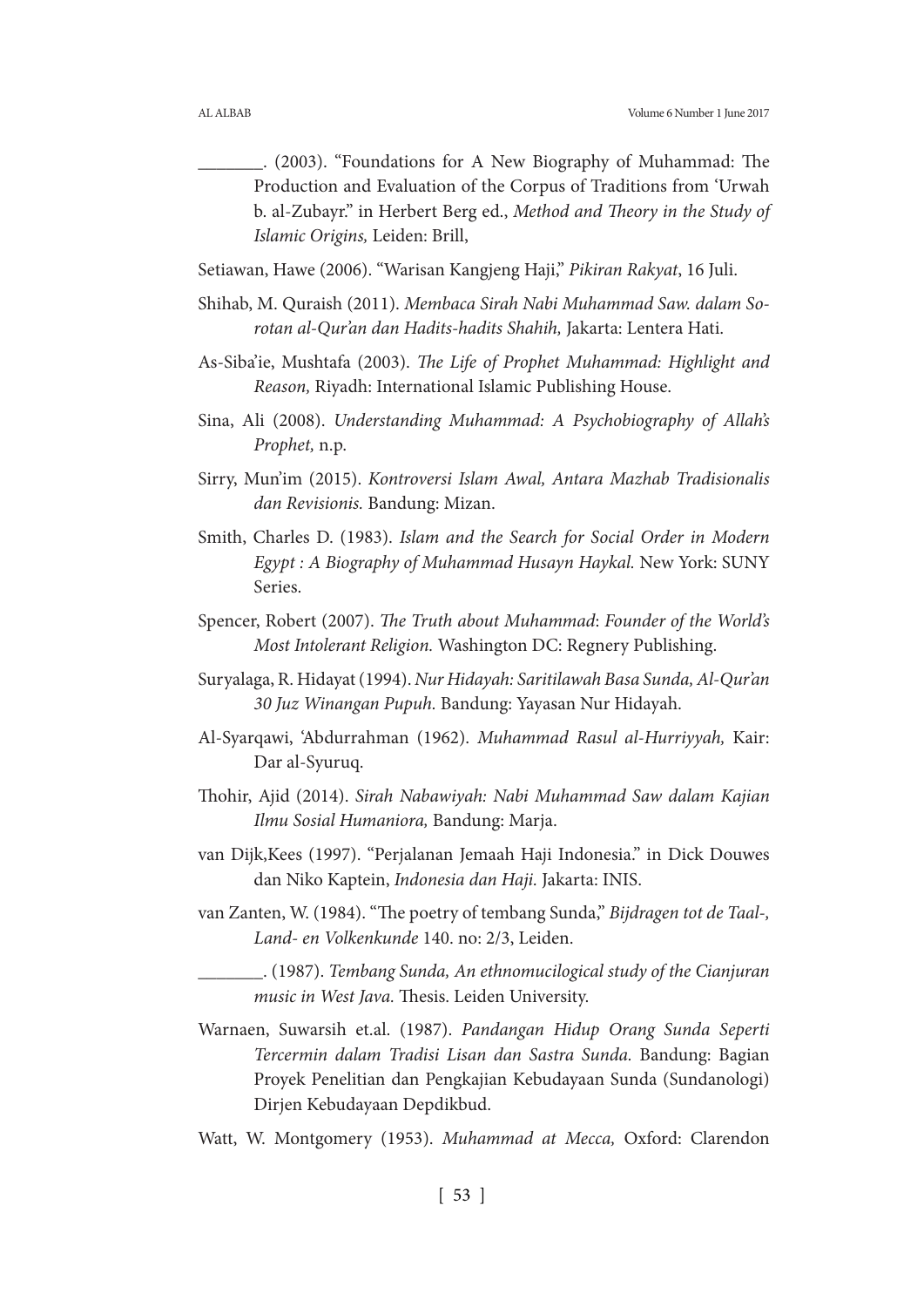_______. (2003). "Foundations for A New Biography of Muhammad: The Production and Evaluation of the Corpus of Traditions from 'Urwah b. al-Zubayr." in Herbert Berg ed., *Method and Theory in the Study of Islamic Origins,* Leiden: Brill,

Setiawan, Hawe (2006). "Warisan Kangjeng Haji," *Pikiran Rakyat*, 16 Juli.

Shihab, M. Quraish (2011). *Membaca Sirah Nabi Muhammad Saw. dalam Sorotan al-Qur'an dan Hadits-hadits Shahih,* Jakarta: Lentera Hati.

As-Siba'ie, Mushtafa (2003). *The Life of Prophet Muhammad: Highlight and Reason,* Riyadh: International Islamic Publishing House.

Sina, Ali (2008). *Understanding Muhammad: A Psychobiography of Allah's Prophet,* n.p.

Sirry, Mun'im (2015). *Kontroversi Islam Awal, Antara Mazhab Tradisionalis dan Revisionis.* Bandung: Mizan.

Smith, Charles D. (1983). *Islam and the Search for Social Order in Modern Egypt : A Biography of Muhammad Husayn Haykal.* New York: SUNY Series.

Spencer, Robert (2007). *The Truth about Muhammad*: *Founder of the World's Most Intolerant Religion.* Washington DC: Regnery Publishing.

Suryalaga, R. Hidayat (1994). *Nur Hidayah: Saritilawah Basa Sunda, Al-Qur'an 30 Juz Winangan Pupuh.* Bandung: Yayasan Nur Hidayah.

Al-Syarqawi, 'Abdurrahman (1962). *Muhammad Rasul al-Hurriyyah,* Kair: Dar al-Syuruq.

Thohir, Ajid (2014). *Sirah Nabawiyah: Nabi Muhammad Saw dalam Kajian Ilmu Sosial Humaniora,* Bandung: Marja.

van Dijk,Kees (1997). "Perjalanan Jemaah Haji Indonesia." in Dick Douwes dan Niko Kaptein, *Indonesia dan Haji.* Jakarta: INIS.

van Zanten, W. (1984). "The poetry of tembang Sunda," *Bijdragen tot de Taal-, Land- en Volkenkunde* 140. no: 2/3, Leiden.

_______. (1987). *Tembang Sunda, An ethnomucilogical study of the Cianjuran music in West Java.* Thesis. Leiden University.

Warnaen, Suwarsih et.al. (1987). *Pandangan Hidup Orang Sunda Seperti Tercermin dalam Tradisi Lisan dan Sastra Sunda.* Bandung: Bagian Proyek Penelitian dan Pengkajian Kebudayaan Sunda (Sundanologi) Dirjen Kebudayaan Depdikbud.

Watt, W. Montgomery (1953). *Muhammad at Mecca,* Oxford: Clarendon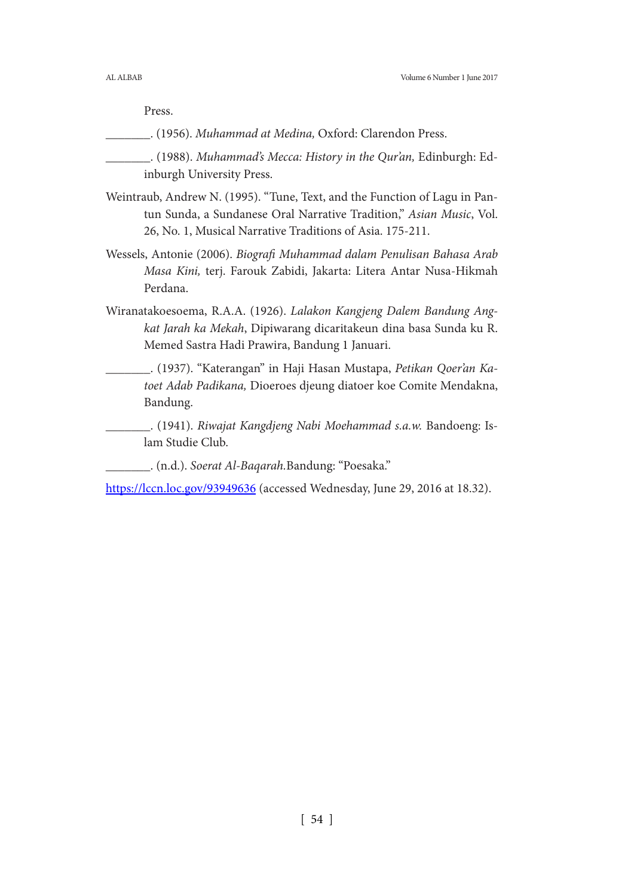Press.

_______. (1956). *Muhammad at Medina,* Oxford: Clarendon Press.

_______. (1988). *Muhammad's Mecca: History in the Qur'an,* Edinburgh: Edinburgh University Press.

Weintraub, Andrew N. (1995). "Tune, Text, and the Function of Lagu in Pantun Sunda, a Sundanese Oral Narrative Tradition," *Asian Music*, Vol. 26, No. 1, Musical Narrative Traditions of Asia. 175-211.

Wessels, Antonie (2006). *Biografi Muhammad dalam Penulisan Bahasa Arab Masa Kini,* terj. Farouk Zabidi, Jakarta: Litera Antar Nusa-Hikmah Perdana.

Wiranatakoesoema, R.A.A. (1926). *Lalakon Kangjeng Dalem Bandung Angkat Jarah ka Mekah*, Dipiwarang dicaritakeun dina basa Sunda ku R. Memed Sastra Hadi Prawira, Bandung 1 Januari.

_______. (1937). "Katerangan" in Haji Hasan Mustapa, *Petikan Qoer'an Katoet Adab Padikana,* Dioeroes djeung diatoer koe Comite Mendakna, Bandung.

_______. (1941). *Riwajat Kangdjeng Nabi Moehammad s.a.w.* Bandoeng: Islam Studie Club.

_______. (n.d.). *Soerat Al-Baqarah.*Bandung: "Poesaka."

https://lccn.loc.gov/93949636 (accessed Wednesday, June 29, 2016 at 18.32).